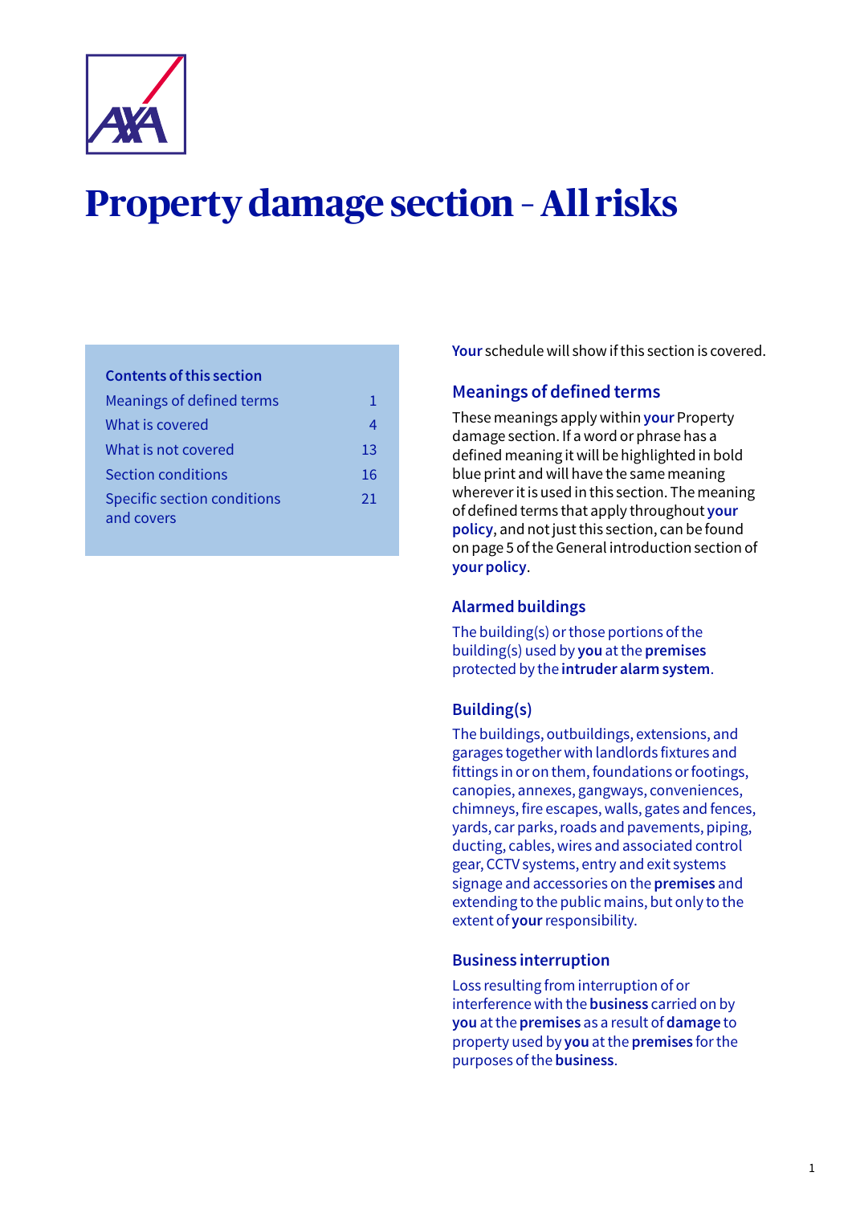# Property damage section – All risks

**Contents of this section**

| | |
|---|---|
| Meanings of defined terms | 1 |
| What is covered | 4 |
| What is not covered | 13 |
| Section conditions | 16 |
| Specific section conditions and covers | 21 |

**Your** schedule will show if this section is covered.

## Meanings of defined terms

These meanings apply within **your** Property damage section. If a word or phrase has a defined meaning it will be highlighted in bold blue print and will have the same meaning wherever it is used in this section. The meaning of defined terms that apply throughout **your policy**, and not just this section, can be found on page 5 of the General introduction section of **your policy**.

### Alarmed buildings

The building(s) or those portions of the building(s) used by **you** at the **premises** protected by the **intruder alarm system**.

### Building(s)

The buildings, outbuildings, extensions, and garages together with landlords fixtures and fittings in or on them, foundations or footings, canopies, annexes, gangways, conveniences, chimneys, fire escapes, walls, gates and fences, yards, car parks, roads and pavements, piping, ducting, cables, wires and associated control gear, CCTV systems, entry and exit systems signage and accessories on the **premises** and extending to the public mains, but only to the extent of **your** responsibility.

### Business interruption

Loss resulting from interruption of or interference with the **business** carried on by **you** at the **premises** as a result of **damage** to property used by **you** at the **premises** for the purposes of the **business**.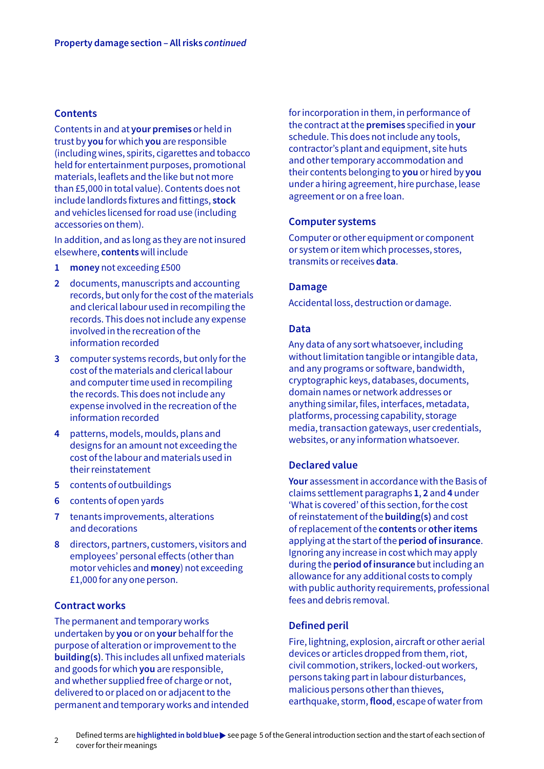Property damage section – All risks *continued*

## Contents

Contents in and at **your premises** or held in trust by **you** for which **you** are responsible (including wines, spirits, cigarettes and tobacco held for entertainment purposes, promotional materials, leaflets and the like but not more than £5,000 in total value). Contents does not include landlords fixtures and fittings, **stock** and vehicles licensed for road use (including accessories on them).

In addition, and as long as they are not insured elsewhere, **contents** will include

1. **money** not exceeding £500
2. documents, manuscripts and accounting records, but only for the cost of the materials and clerical labour used in recompiling the records. This does not include any expense involved in the recreation of the information recorded
3. computer systems records, but only for the cost of the materials and clerical labour and computer time used in recompiling the records. This does not include any expense involved in the recreation of the information recorded
4. patterns, models, moulds, plans and designs for an amount not exceeding the cost of the labour and materials used in their reinstatement
5. contents of outbuildings
6. contents of open yards
7. tenants improvements, alterations and decorations
8. directors, partners, customers, visitors and employees' personal effects (other than motor vehicles and **money**) not exceeding £1,000 for any one person.

## Contract works

The permanent and temporary works undertaken by **you** or on **your** behalf for the purpose of alteration or improvement to the **building(s)**. This includes all unfixed materials and goods for which **you** are responsible, and whether supplied free of charge or not, delivered to or placed on or adjacent to the permanent and temporary works and intended for incorporation in them, in performance of the contract at the **premises** specified in **your** schedule. This does not include any tools, contractor's plant and equipment, site huts and other temporary accommodation and their contents belonging to **you** or hired by **you** under a hiring agreement, hire purchase, lease agreement or on a free loan.

## Computer systems

Computer or other equipment or component or system or item which processes, stores, transmits or receives **data**.

## Damage

Accidental loss, destruction or damage.

## Data

Any data of any sort whatsoever, including without limitation tangible or intangible data, and any programs or software, bandwidth, cryptographic keys, databases, documents, domain names or network addresses or anything similar, files, interfaces, metadata, platforms, processing capability, storage media, transaction gateways, user credentials, websites, or any information whatsoever.

## Declared value

**Your** assessment in accordance with the Basis of claims settlement paragraphs **1**, **2** and **4** under 'What is covered' of this section, for the cost of reinstatement of the **building(s)** and cost of replacement of the **contents** or **other items** applying at the start of the **period of insurance**. Ignoring any increase in cost which may apply during the **period of insurance** but including an allowance for any additional costs to comply with public authority requirements, professional fees and debris removal.

## Defined peril

Fire, lightning, explosion, aircraft or other aerial devices or articles dropped from them, riot, civil commotion, strikers, locked-out workers, persons taking part in labour disturbances, malicious persons other than thieves, earthquake, storm, **flood**, escape of water from

Defined terms are **highlighted in bold blue** ▶ see page 5 of the General introduction section and the start of each section of cover for their meanings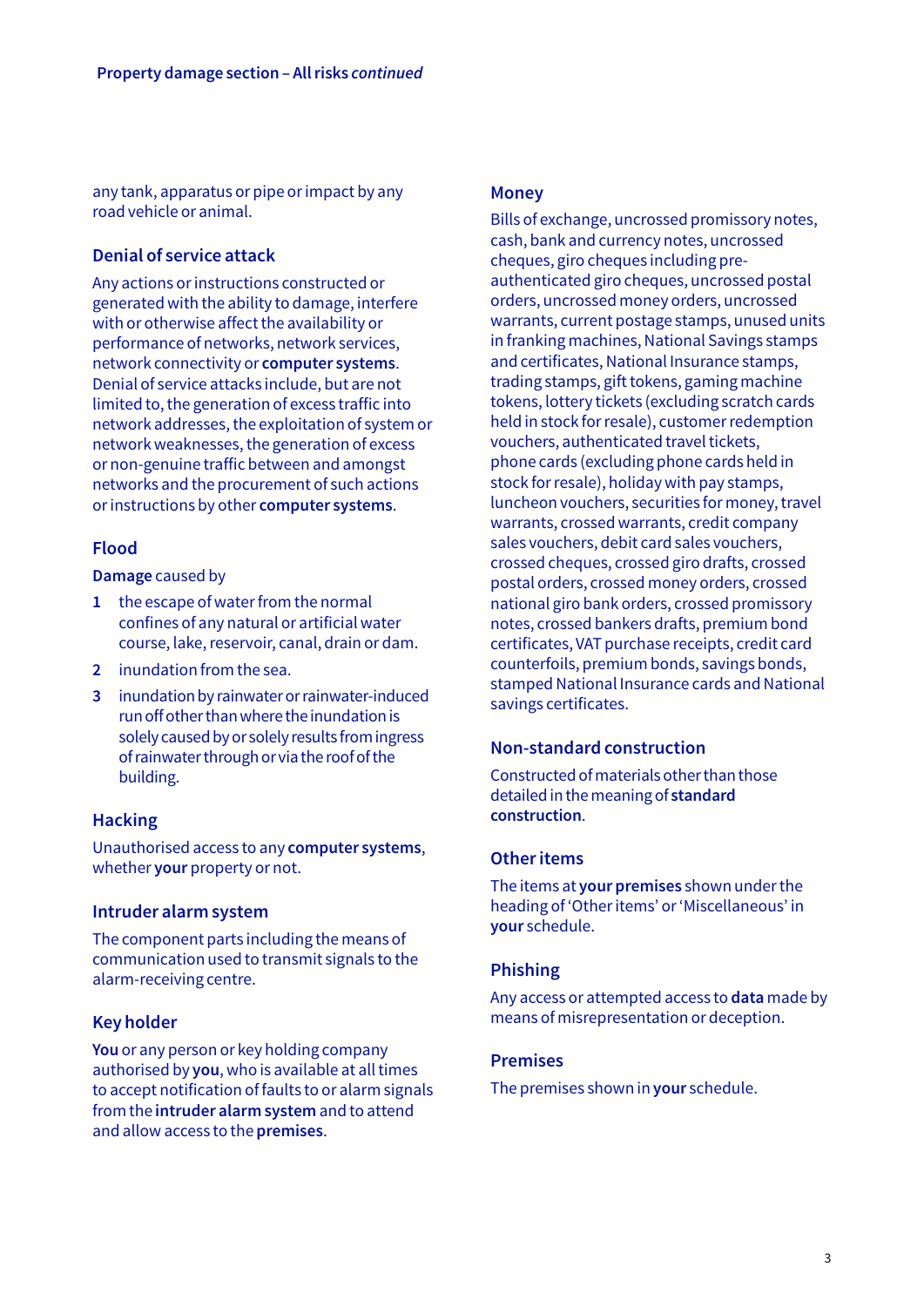any tank, apparatus or pipe or impact by any road vehicle or animal.

### Denial of service attack

Any actions or instructions constructed or generated with the ability to damage, interfere with or otherwise affect the availability or performance of networks, network services, network connectivity or **computer systems**. Denial of service attacks include, but are not limited to, the generation of excess traffic into network addresses, the exploitation of system or network weaknesses, the generation of excess or non-genuine traffic between and amongst networks and the procurement of such actions or instructions by other **computer systems**.

### Flood

**Damage** caused by

1. the escape of water from the normal confines of any natural or artificial water course, lake, reservoir, canal, drain or dam.
2. inundation from the sea.
3. inundation by rainwater or rainwater-induced run off other than where the inundation is solely caused by or solely results from ingress of rainwater through or via the roof of the building.

### Hacking

Unauthorised access to any **computer systems**, whether **your** property or not.

### Intruder alarm system

The component parts including the means of communication used to transmit signals to the alarm-receiving centre.

### Key holder

**You** or any person or key holding company authorised by **you**, who is available at all times to accept notification of faults to or alarm signals from the **intruder alarm system** and to attend and allow access to the **premises**.

### Money

Bills of exchange, uncrossed promissory notes, cash, bank and currency notes, uncrossed cheques, giro cheques including pre-authenticated giro cheques, uncrossed postal orders, uncrossed money orders, uncrossed warrants, current postage stamps, unused units in franking machines, National Savings stamps and certificates, National Insurance stamps, trading stamps, gift tokens, gaming machine tokens, lottery tickets (excluding scratch cards held in stock for resale), customer redemption vouchers, authenticated travel tickets, phone cards (excluding phone cards held in stock for resale), holiday with pay stamps, luncheon vouchers, securities for money, travel warrants, crossed warrants, credit company sales vouchers, debit card sales vouchers, crossed cheques, crossed giro drafts, crossed postal orders, crossed money orders, crossed national giro bank orders, crossed promissory notes, crossed bankers drafts, premium bond certificates, VAT purchase receipts, credit card counterfoils, premium bonds, savings bonds, stamped National Insurance cards and National savings certificates.

### Non-standard construction

Constructed of materials other than those detailed in the meaning of **standard construction**.

### Other items

The items at **your premises** shown under the heading of 'Other items' or 'Miscellaneous' in **your** schedule.

### Phishing

Any access or attempted access to **data** made by means of misrepresentation or deception.

### Premises

The premises shown in **your** schedule.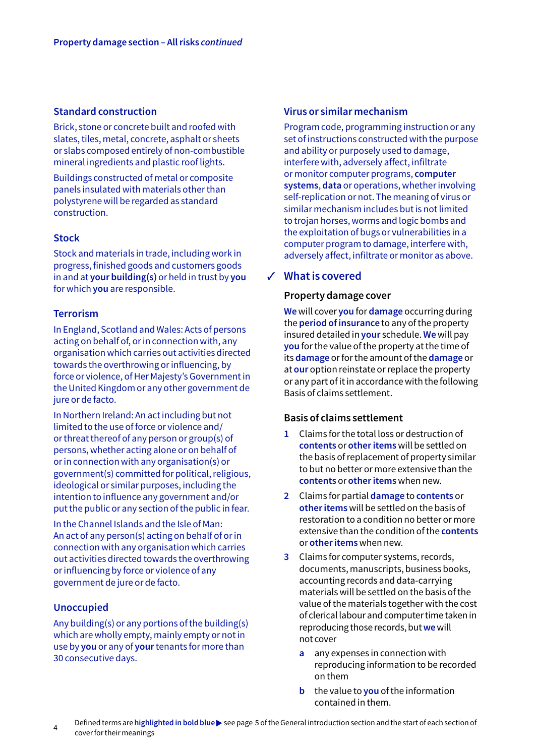### Standard construction

Brick, stone or concrete built and roofed with slates, tiles, metal, concrete, asphalt or sheets or slabs composed entirely of non-combustible mineral ingredients and plastic roof lights.

Buildings constructed of metal or composite panels insulated with materials other than polystyrene will be regarded as standard construction.

### Stock

Stock and materials in trade, including work in progress, finished goods and customers goods in and at **your building(s)** or held in trust by **you** for which **you** are responsible.

### Terrorism

In England, Scotland and Wales: Acts of persons acting on behalf of, or in connection with, any organisation which carries out activities directed towards the overthrowing or influencing, by force or violence, of Her Majesty's Government in the United Kingdom or any other government de jure or de facto.

In Northern Ireland: An act including but not limited to the use of force or violence and/or threat thereof of any person or group(s) of persons, whether acting alone or on behalf of or in connection with any organisation(s) or government(s) committed for political, religious, ideological or similar purposes, including the intention to influence any government and/or put the public or any section of the public in fear.

In the Channel Islands and the Isle of Man: An act of any person(s) acting on behalf of or in connection with any organisation which carries out activities directed towards the overthrowing or influencing by force or violence of any government de jure or de facto.

### Unoccupied

Any building(s) or any portions of the building(s) which are wholly empty, mainly empty or not in use by **you** or any of **your** tenants for more than 30 consecutive days.

### Virus or similar mechanism

Program code, programming instruction or any set of instructions constructed with the purpose and ability or purposely used to damage, interfere with, adversely affect, infiltrate or monitor computer programs, **computer systems**, **data** or operations, whether involving self-replication or not. The meaning of virus or similar mechanism includes but is not limited to trojan horses, worms and logic bombs and the exploitation of bugs or vulnerabilities in a computer program to damage, interfere with, adversely affect, infiltrate or monitor as above.

## ✓ What is covered

### Property damage cover

**We** will cover **you** for **damage** occurring during the **period of insurance** to any of the property insured detailed in **your** schedule. **We** will pay **you** for the value of the property at the time of its **damage** or for the amount of the **damage** or at **our** option reinstate or replace the property or any part of it in accordance with the following Basis of claims settlement.

### Basis of claims settlement

1. Claims for the total loss or destruction of **contents** or **other items** will be settled on the basis of replacement of property similar to but no better or more extensive than the **contents** or **other items** when new.
2. Claims for partial **damage** to **contents** or **other items** will be settled on the basis of restoration to a condition no better or more extensive than the condition of the **contents** or **other items** when new.
3. Claims for computer systems, records, documents, manuscripts, business books, accounting records and data-carrying materials will be settled on the basis of the value of the materials together with the cost of clerical labour and computer time taken in reproducing those records, but **we** will not cover
   a. any expenses in connection with reproducing information to be recorded on them
   b. the value to **you** of the information contained in them.

Defined terms are **highlighted in bold blue** ▶ see page 5 of the General introduction section and the start of each section of cover for their meanings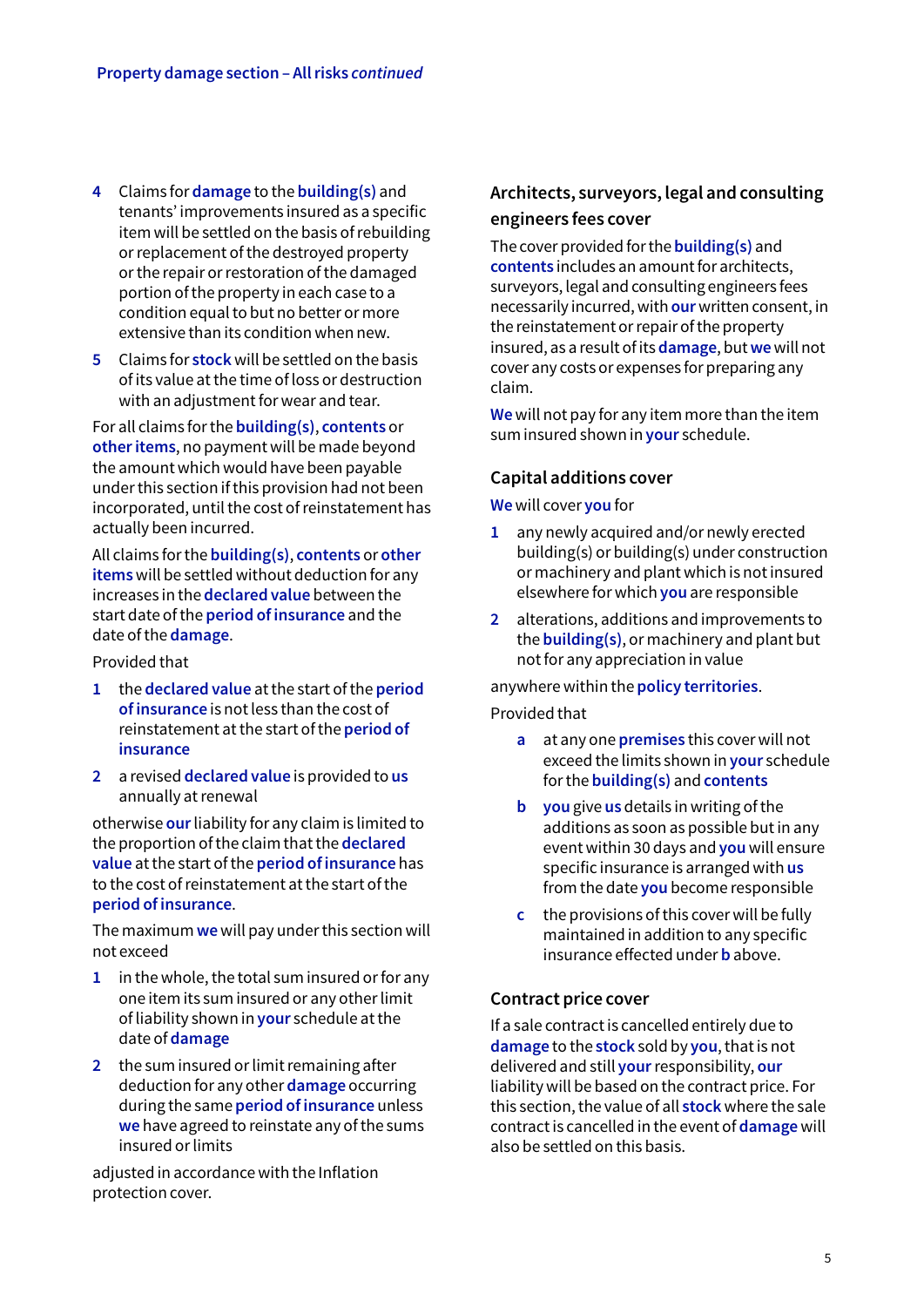4 Claims for **damage** to the **building(s)** and tenants' improvements insured as a specific item will be settled on the basis of rebuilding or replacement of the destroyed property or the repair or restoration of the damaged portion of the property in each case to a condition equal to but no better or more extensive than its condition when new.

5 Claims for **stock** will be settled on the basis of its value at the time of loss or destruction with an adjustment for wear and tear.

For all claims for the **building(s)**, **contents** or **other items**, no payment will be made beyond the amount which would have been payable under this section if this provision had not been incorporated, until the cost of reinstatement has actually been incurred.

All claims for the **building(s)**, **contents** or **other items** will be settled without deduction for any increases in the **declared value** between the start date of the **period of insurance** and the date of the **damage**.

Provided that

1 the **declared value** at the start of the **period of insurance** is not less than the cost of reinstatement at the start of the **period of insurance**

2 a revised **declared value** is provided to **us** annually at renewal

otherwise **our** liability for any claim is limited to the proportion of the claim that the **declared value** at the start of the **period of insurance** has to the cost of reinstatement at the start of the **period of insurance**.

The maximum **we** will pay under this section will not exceed

1 in the whole, the total sum insured or for any one item its sum insured or any other limit of liability shown in **your** schedule at the date of **damage**

2 the sum insured or limit remaining after deduction for any other **damage** occurring during the same **period of insurance** unless **we** have agreed to reinstate any of the sums insured or limits

adjusted in accordance with the Inflation protection cover.

## Architects, surveyors, legal and consulting engineers fees cover

The cover provided for the **building(s)** and **contents** includes an amount for architects, surveyors, legal and consulting engineers fees necessarily incurred, with **our** written consent, in the reinstatement or repair of the property insured, as a result of its **damage**, but **we** will not cover any costs or expenses for preparing any claim.

**We** will not pay for any item more than the item sum insured shown in **your** schedule.

## Capital additions cover

**We** will cover **you** for

1 any newly acquired and/or newly erected building(s) or building(s) under construction or machinery and plant which is not insured elsewhere for which **you** are responsible

2 alterations, additions and improvements to the **building(s)**, or machinery and plant but not for any appreciation in value

anywhere within the **policy territories**.

Provided that

a at any one **premises** this cover will not exceed the limits shown in **your** schedule for the **building(s)** and **contents**

b **you** give **us** details in writing of the additions as soon as possible but in any event within 30 days and **you** will ensure specific insurance is arranged with **us** from the date **you** become responsible

c the provisions of this cover will be fully maintained in addition to any specific insurance effected under **b** above.

## Contract price cover

If a sale contract is cancelled entirely due to **damage** to the **stock** sold by **you**, that is not delivered and still **your** responsibility, **our** liability will be based on the contract price. For this section, the value of all **stock** where the sale contract is cancelled in the event of **damage** will also be settled on this basis.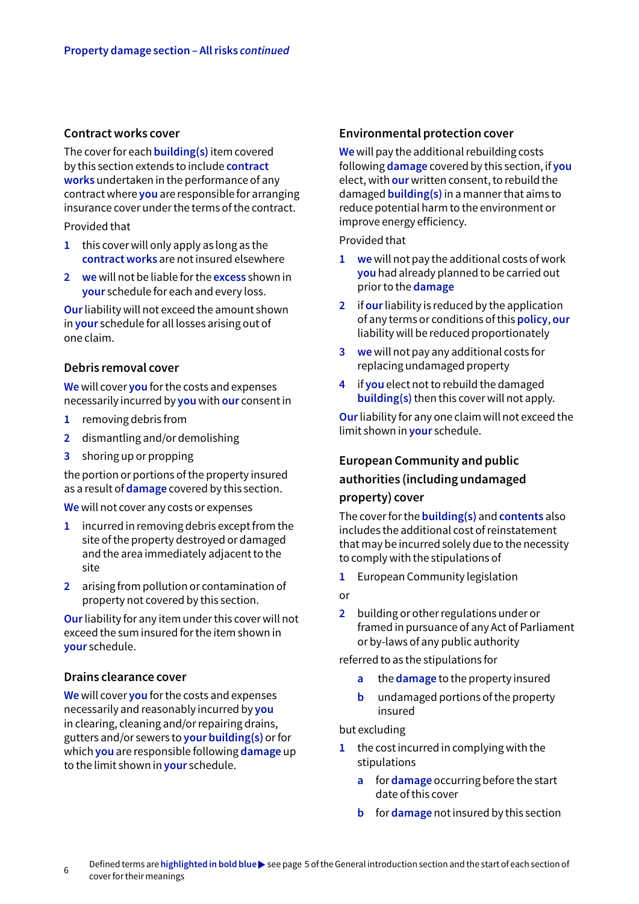## Contract works cover

The cover for each **building(s)** item covered by this section extends to include **contract works** undertaken in the performance of any contract where **you** are responsible for arranging insurance cover under the terms of the contract.

Provided that

1. this cover will only apply as long as the **contract works** are not insured elsewhere
2. **we** will not be liable for the **excess** shown in **your** schedule for each and every loss.

**Our** liability will not exceed the amount shown in **your** schedule for all losses arising out of one claim.

## Debris removal cover

**We** will cover **you** for the costs and expenses necessarily incurred by **you** with **our** consent in

1. removing debris from
2. dismantling and/or demolishing
3. shoring up or propping

the portion or portions of the property insured as a result of **damage** covered by this section.

**We** will not cover any costs or expenses

1. incurred in removing debris except from the site of the property destroyed or damaged and the area immediately adjacent to the site
2. arising from pollution or contamination of property not covered by this section.

**Our** liability for any item under this cover will not exceed the sum insured for the item shown in **your** schedule.

## Drains clearance cover

**We** will cover **you** for the costs and expenses necessarily and reasonably incurred by **you** in clearing, cleaning and/or repairing drains, gutters and/or sewers to **your building(s)** or for which **you** are responsible following **damage** up to the limit shown in **your** schedule.

## Environmental protection cover

**We** will pay the additional rebuilding costs following **damage** covered by this section, if **you** elect, with **our** written consent, to rebuild the damaged **building(s)** in a manner that aims to reduce potential harm to the environment or improve energy efficiency.

Provided that

1. **we** will not pay the additional costs of work **you** had already planned to be carried out prior to the **damage**
2. if **our** liability is reduced by the application of any terms or conditions of this **policy**, **our** liability will be reduced proportionately
3. **we** will not pay any additional costs for replacing undamaged property
4. if **you** elect not to rebuild the damaged **building(s)** then this cover will not apply.

**Our** liability for any one claim will not exceed the limit shown in **your** schedule.

## European Community and public authorities (including undamaged property) cover

The cover for the **building(s)** and **contents** also includes the additional cost of reinstatement that may be incurred solely due to the necessity to comply with the stipulations of

1. European Community legislation

or

2. building or other regulations under or framed in pursuance of any Act of Parliament or by-laws of any public authority

referred to as the stipulations for

- a. the **damage** to the property insured
- b. undamaged portions of the property insured

but excluding

1. the cost incurred in complying with the stipulations
   - a. for **damage** occurring before the start date of this cover
   - b. for **damage** not insured by this section

Defined terms are **highlighted in bold blue** ▶ see page 5 of the General introduction section and the start of each section of cover for their meanings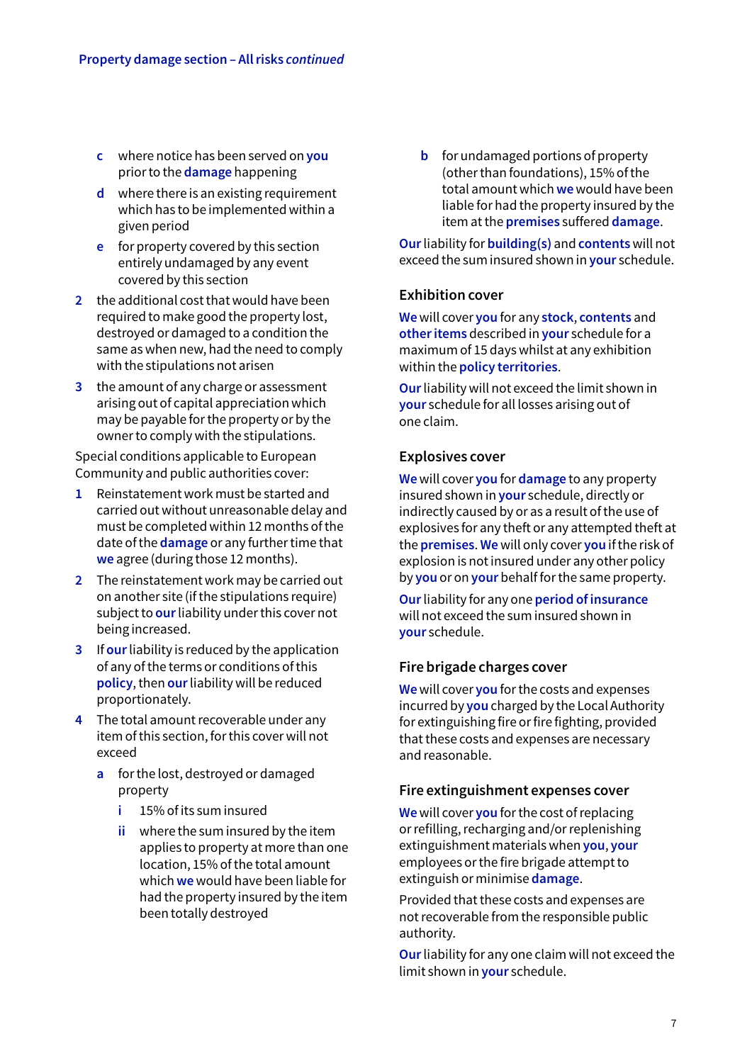c where notice has been served on **you** prior to the **damage** happening

d where there is an existing requirement which has to be implemented within a given period

e for property covered by this section entirely undamaged by any event covered by this section

2 the additional cost that would have been required to make good the property lost, destroyed or damaged to a condition the same as when new, had the need to comply with the stipulations not arisen

3 the amount of any charge or assessment arising out of capital appreciation which may be payable for the property or by the owner to comply with the stipulations.

Special conditions applicable to European Community and public authorities cover:

1 Reinstatement work must be started and carried out without unreasonable delay and must be completed within 12 months of the date of the **damage** or any further time that **we** agree (during those 12 months).

2 The reinstatement work may be carried out on another site (if the stipulations require) subject to **our** liability under this cover not being increased.

3 If **our** liability is reduced by the application of any of the terms or conditions of this **policy**, then **our** liability will be reduced proportionately.

4 The total amount recoverable under any item of this section, for this cover will not exceed

   a for the lost, destroyed or damaged property

      i 15% of its sum insured

      ii where the sum insured by the item applies to property at more than one location, 15% of the total amount which **we** would have been liable for had the property insured by the item been totally destroyed

   b for undamaged portions of property (other than foundations), 15% of the total amount which **we** would have been liable for had the property insured by the item at the **premises** suffered **damage**.

**Our** liability for **building(s)** and **contents** will not exceed the sum insured shown in **your** schedule.

### Exhibition cover

**We** will cover **you** for any **stock**, **contents** and **other items** described in **your** schedule for a maximum of 15 days whilst at any exhibition within the **policy territories**.

**Our** liability will not exceed the limit shown in **your** schedule for all losses arising out of one claim.

### Explosives cover

**We** will cover **you** for **damage** to any property insured shown in **your** schedule, directly or indirectly caused by or as a result of the use of explosives for any theft or any attempted theft at the **premises**. **We** will only cover **you** if the risk of explosion is not insured under any other policy by **you** or on **your** behalf for the same property.

**Our** liability for any one **period of insurance** will not exceed the sum insured shown in **your** schedule.

### Fire brigade charges cover

**We** will cover **you** for the costs and expenses incurred by **you** charged by the Local Authority for extinguishing fire or fire fighting, provided that these costs and expenses are necessary and reasonable.

### Fire extinguishment expenses cover

**We** will cover **you** for the cost of replacing or refilling, recharging and/or replenishing extinguishment materials when **you**, **your** employees or the fire brigade attempt to extinguish or minimise **damage**.

Provided that these costs and expenses are not recoverable from the responsible public authority.

**Our** liability for any one claim will not exceed the limit shown in **your** schedule.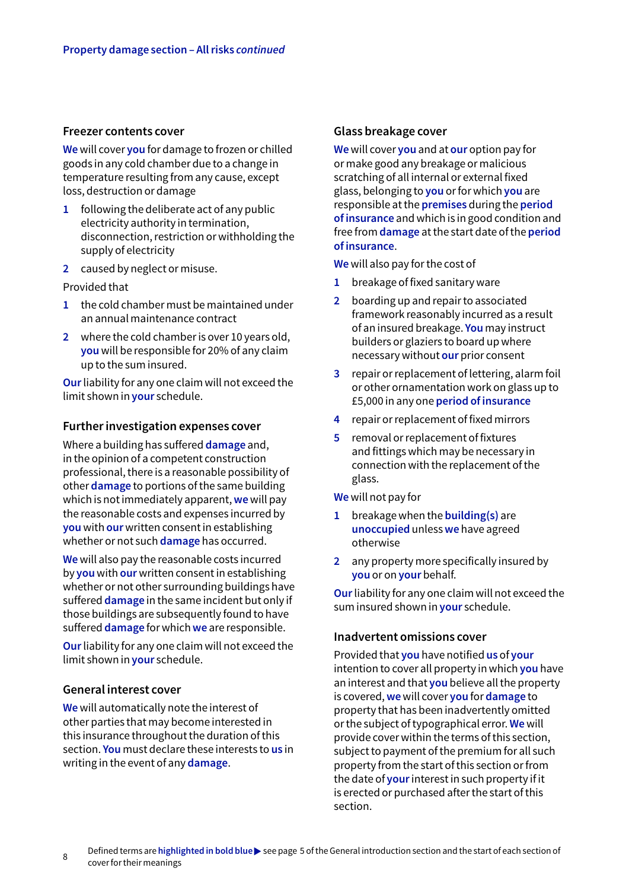## Freezer contents cover

**We** will cover **you** for damage to frozen or chilled goods in any cold chamber due to a change in temperature resulting from any cause, except loss, destruction or damage

1. following the deliberate act of any public electricity authority in termination, disconnection, restriction or withholding the supply of electricity
2. caused by neglect or misuse.

Provided that

1. the cold chamber must be maintained under an annual maintenance contract
2. where the cold chamber is over 10 years old, **you** will be responsible for 20% of any claim up to the sum insured.

**Our** liability for any one claim will not exceed the limit shown in **your** schedule.

## Further investigation expenses cover

Where a building has suffered **damage** and, in the opinion of a competent construction professional, there is a reasonable possibility of other **damage** to portions of the same building which is not immediately apparent, **we** will pay the reasonable costs and expenses incurred by **you** with **our** written consent in establishing whether or not such **damage** has occurred.

**We** will also pay the reasonable costs incurred by **you** with **our** written consent in establishing whether or not other surrounding buildings have suffered **damage** in the same incident but only if those buildings are subsequently found to have suffered **damage** for which **we** are responsible.

**Our** liability for any one claim will not exceed the limit shown in **your** schedule.

## General interest cover

**We** will automatically note the interest of other parties that may become interested in this insurance throughout the duration of this section. **You** must declare these interests to **us** in writing in the event of any **damage**.

## Glass breakage cover

**We** will cover **you** and at **our** option pay for or make good any breakage or malicious scratching of all internal or external fixed glass, belonging to **you** or for which **you** are responsible at the **premises** during the **period of insurance** and which is in good condition and free from **damage** at the start date of the **period of insurance**.

**We** will also pay for the cost of

1. breakage of fixed sanitary ware
2. boarding up and repair to associated framework reasonably incurred as a result of an insured breakage. **You** may instruct builders or glaziers to board up where necessary without **our** prior consent
3. repair or replacement of lettering, alarm foil or other ornamentation work on glass up to £5,000 in any one **period of insurance**
4. repair or replacement of fixed mirrors
5. removal or replacement of fixtures and fittings which may be necessary in connection with the replacement of the glass.

**We** will not pay for

1. breakage when the **building(s)** are **unoccupied** unless **we** have agreed otherwise
2. any property more specifically insured by **you** or on **your** behalf.

**Our** liability for any one claim will not exceed the sum insured shown in **your** schedule.

## Inadvertent omissions cover

Provided that **you** have notified **us** of **your** intention to cover all property in which **you** have an interest and that **you** believe all the property is covered, **we** will cover **you** for **damage** to property that has been inadvertently omitted or the subject of typographical error. **We** will provide cover within the terms of this section, subject to payment of the premium for all such property from the start of this section or from the date of **your** interest in such property if it is erected or purchased after the start of this section.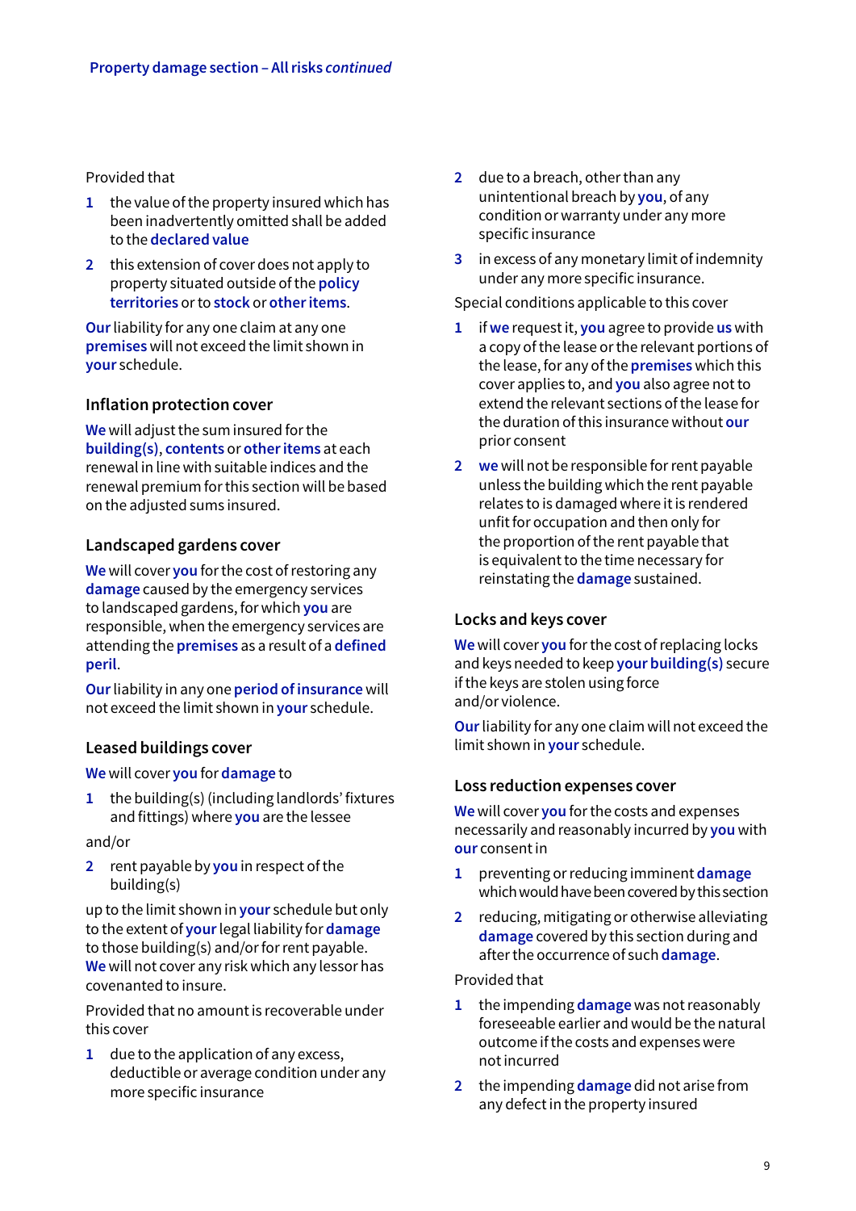Provided that

1. the value of the property insured which has been inadvertently omitted shall be added to the **declared value**
2. this extension of cover does not apply to property situated outside of the **policy territories** or to **stock** or **other items**.

**Our** liability for any one claim at any one **premises** will not exceed the limit shown in **your** schedule.

### Inflation protection cover

**We** will adjust the sum insured for the **building(s)**, **contents** or **other items** at each renewal in line with suitable indices and the renewal premium for this section will be based on the adjusted sums insured.

### Landscaped gardens cover

**We** will cover **you** for the cost of restoring any **damage** caused by the emergency services to landscaped gardens, for which **you** are responsible, when the emergency services are attending the **premises** as a result of a **defined peril**.

**Our** liability in any one **period of insurance** will not exceed the limit shown in **your** schedule.

### Leased buildings cover

**We** will cover **you** for **damage** to

1. the building(s) (including landlords' fixtures and fittings) where **you** are the lessee

and/or

2. rent payable by **you** in respect of the building(s)

up to the limit shown in **your** schedule but only to the extent of **your** legal liability for **damage** to those building(s) and/or for rent payable. **We** will not cover any risk which any lessor has covenanted to insure.

Provided that no amount is recoverable under this cover

1. due to the application of any excess, deductible or average condition under any more specific insurance
2. due to a breach, other than any unintentional breach by **you**, of any condition or warranty under any more specific insurance
3. in excess of any monetary limit of indemnity under any more specific insurance.

Special conditions applicable to this cover

1. if **we** request it, **you** agree to provide **us** with a copy of the lease or the relevant portions of the lease, for any of the **premises** which this cover applies to, and **you** also agree not to extend the relevant sections of the lease for the duration of this insurance without **our** prior consent
2. **we** will not be responsible for rent payable unless the building which the rent payable relates to is damaged where it is rendered unfit for occupation and then only for the proportion of the rent payable that is equivalent to the time necessary for reinstating the **damage** sustained.

### Locks and keys cover

**We** will cover **you** for the cost of replacing locks and keys needed to keep **your building(s)** secure if the keys are stolen using force and/or violence.

**Our** liability for any one claim will not exceed the limit shown in **your** schedule.

### Loss reduction expenses cover

**We** will cover **you** for the costs and expenses necessarily and reasonably incurred by **you** with **our** consent in

1. preventing or reducing imminent **damage** which would have been covered by this section
2. reducing, mitigating or otherwise alleviating **damage** covered by this section during and after the occurrence of such **damage**.

Provided that

1. the impending **damage** was not reasonably foreseeable earlier and would be the natural outcome if the costs and expenses were not incurred
2. the impending **damage** did not arise from any defect in the property insured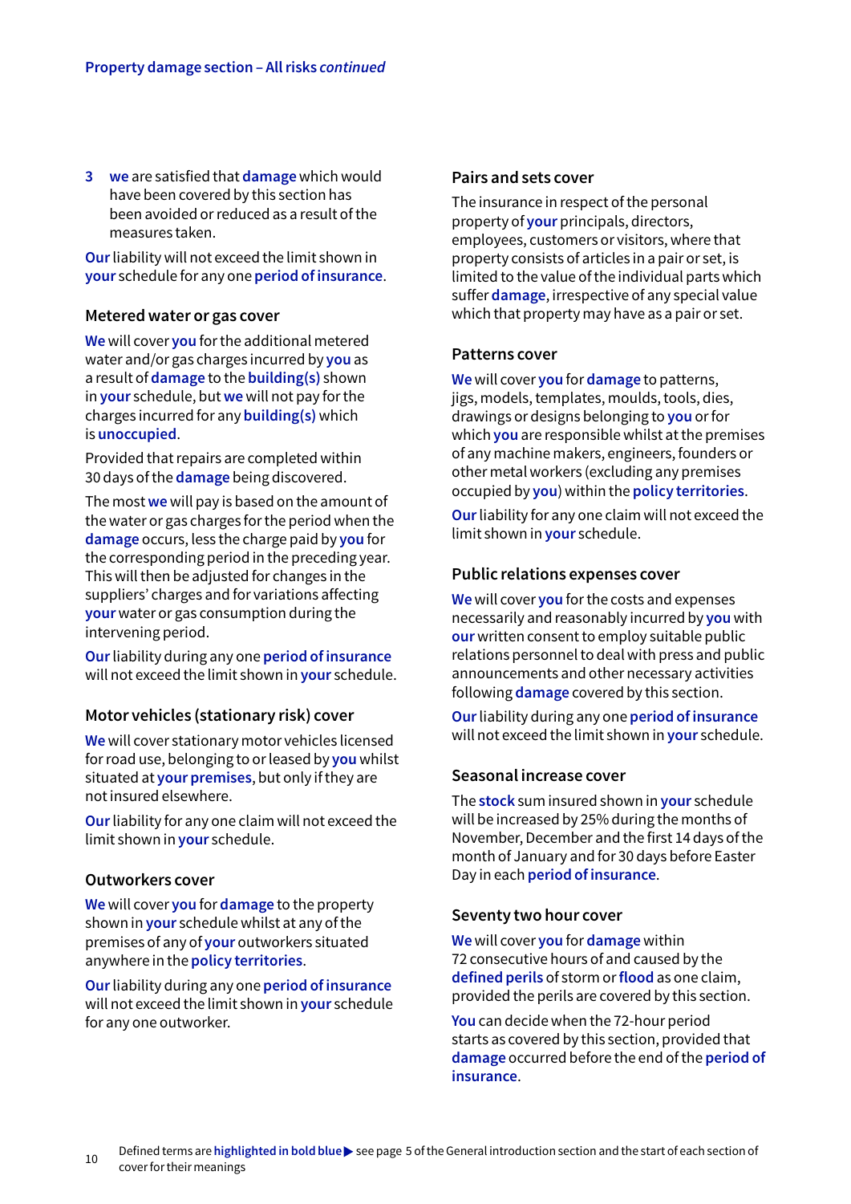3 **we** are satisfied that **damage** which would have been covered by this section has been avoided or reduced as a result of the measures taken.

**Our** liability will not exceed the limit shown in **your** schedule for any one **period of insurance**.

### Metered water or gas cover

**We** will cover **you** for the additional metered water and/or gas charges incurred by **you** as a result of **damage** to the **building(s)** shown in **your** schedule, but **we** will not pay for the charges incurred for any **building(s)** which is **unoccupied**.

Provided that repairs are completed within 30 days of the **damage** being discovered.

The most **we** will pay is based on the amount of the water or gas charges for the period when the **damage** occurs, less the charge paid by **you** for the corresponding period in the preceding year. This will then be adjusted for changes in the suppliers' charges and for variations affecting **your** water or gas consumption during the intervening period.

**Our** liability during any one **period of insurance** will not exceed the limit shown in **your** schedule.

### Motor vehicles (stationary risk) cover

**We** will cover stationary motor vehicles licensed for road use, belonging to or leased by **you** whilst situated at **your premises**, but only if they are not insured elsewhere.

**Our** liability for any one claim will not exceed the limit shown in **your** schedule.

### Outworkers cover

**We** will cover **you** for **damage** to the property shown in **your** schedule whilst at any of the premises of any of **your** outworkers situated anywhere in the **policy territories**.

**Our** liability during any one **period of insurance** will not exceed the limit shown in **your** schedule for any one outworker.

### Pairs and sets cover

The insurance in respect of the personal property of **your** principals, directors, employees, customers or visitors, where that property consists of articles in a pair or set, is limited to the value of the individual parts which suffer **damage**, irrespective of any special value which that property may have as a pair or set.

### Patterns cover

**We** will cover **you** for **damage** to patterns, jigs, models, templates, moulds, tools, dies, drawings or designs belonging to **you** or for which **you** are responsible whilst at the premises of any machine makers, engineers, founders or other metal workers (excluding any premises occupied by **you**) within the **policy territories**.

**Our** liability for any one claim will not exceed the limit shown in **your** schedule.

### Public relations expenses cover

**We** will cover **you** for the costs and expenses necessarily and reasonably incurred by **you** with **our** written consent to employ suitable public relations personnel to deal with press and public announcements and other necessary activities following **damage** covered by this section.

**Our** liability during any one **period of insurance** will not exceed the limit shown in **your** schedule.

### Seasonal increase cover

The **stock** sum insured shown in **your** schedule will be increased by 25% during the months of November, December and the first 14 days of the month of January and for 30 days before Easter Day in each **period of insurance**.

### Seventy two hour cover

**We** will cover **you** for **damage** within 72 consecutive hours of and caused by the **defined perils** of storm or **flood** as one claim, provided the perils are covered by this section.

**You** can decide when the 72-hour period starts as covered by this section, provided that **damage** occurred before the end of the **period of insurance**.

Defined terms are **highlighted in bold blue** ▶ see page 5 of the General introduction section and the start of each section of cover for their meanings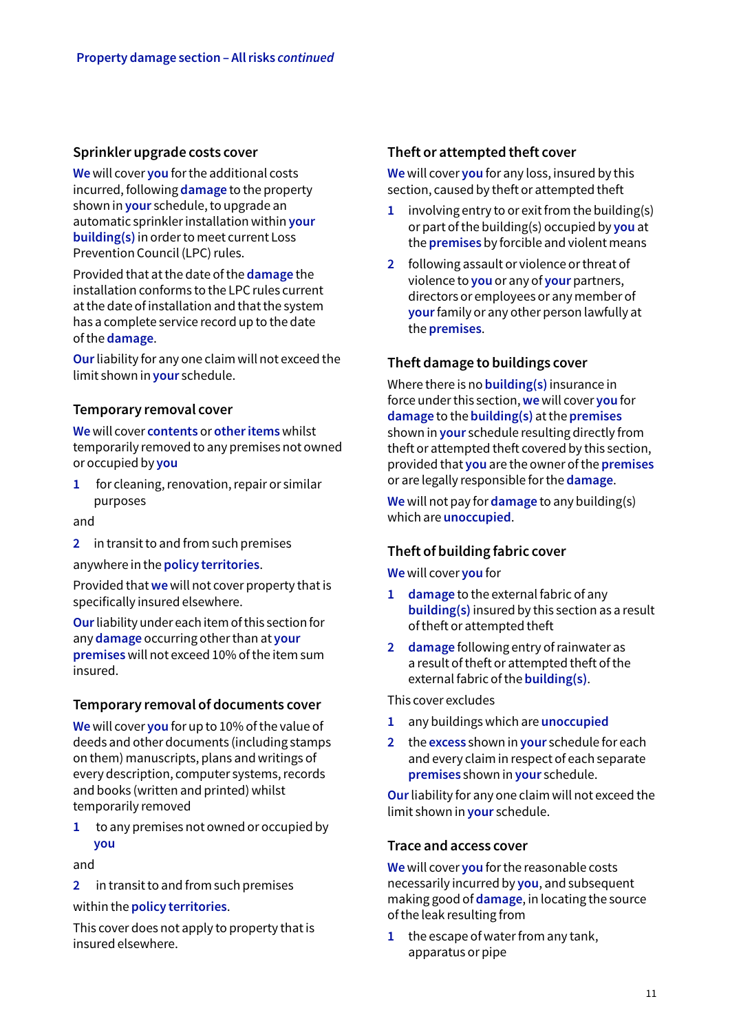## Sprinkler upgrade costs cover

**We** will cover **you** for the additional costs incurred, following **damage** to the property shown in **your** schedule, to upgrade an automatic sprinkler installation within **your building(s)** in order to meet current Loss Prevention Council (LPC) rules.

Provided that at the date of the **damage** the installation conforms to the LPC rules current at the date of installation and that the system has a complete service record up to the date of the **damage**.

**Our** liability for any one claim will not exceed the limit shown in **your** schedule.

## Temporary removal cover

**We** will cover **contents** or **other items** whilst temporarily removed to any premises not owned or occupied by **you**

1. for cleaning, renovation, repair or similar purposes

and

2. in transit to and from such premises

anywhere in the **policy territories**.

Provided that **we** will not cover property that is specifically insured elsewhere.

**Our** liability under each item of this section for any **damage** occurring other than at **your premises** will not exceed 10% of the item sum insured.

## Temporary removal of documents cover

**We** will cover **you** for up to 10% of the value of deeds and other documents (including stamps on them) manuscripts, plans and writings of every description, computer systems, records and books (written and printed) whilst temporarily removed

1. to any premises not owned or occupied by **you**

and

2. in transit to and from such premises

within the **policy territories**.

This cover does not apply to property that is insured elsewhere.

## Theft or attempted theft cover

**We** will cover **you** for any loss, insured by this section, caused by theft or attempted theft

1. involving entry to or exit from the building(s) or part of the building(s) occupied by **you** at the **premises** by forcible and violent means
2. following assault or violence or threat of violence to **you** or any of **your** partners, directors or employees or any member of **your** family or any other person lawfully at the **premises**.

## Theft damage to buildings cover

Where there is no **building(s)** insurance in force under this section, **we** will cover **you** for **damage** to the **building(s)** at the **premises** shown in **your** schedule resulting directly from theft or attempted theft covered by this section, provided that **you** are the owner of the **premises** or are legally responsible for the **damage**.

**We** will not pay for **damage** to any building(s) which are **unoccupied**.

## Theft of building fabric cover

**We** will cover **you** for

1. **damage** to the external fabric of any **building(s)** insured by this section as a result of theft or attempted theft
2. **damage** following entry of rainwater as a result of theft or attempted theft of the external fabric of the **building(s)**.

This cover excludes

1. any buildings which are **unoccupied**
2. the **excess** shown in **your** schedule for each and every claim in respect of each separate **premises** shown in **your** schedule.

**Our** liability for any one claim will not exceed the limit shown in **your** schedule.

## Trace and access cover

**We** will cover **you** for the reasonable costs necessarily incurred by **you**, and subsequent making good of **damage**, in locating the source of the leak resulting from

1. the escape of water from any tank, apparatus or pipe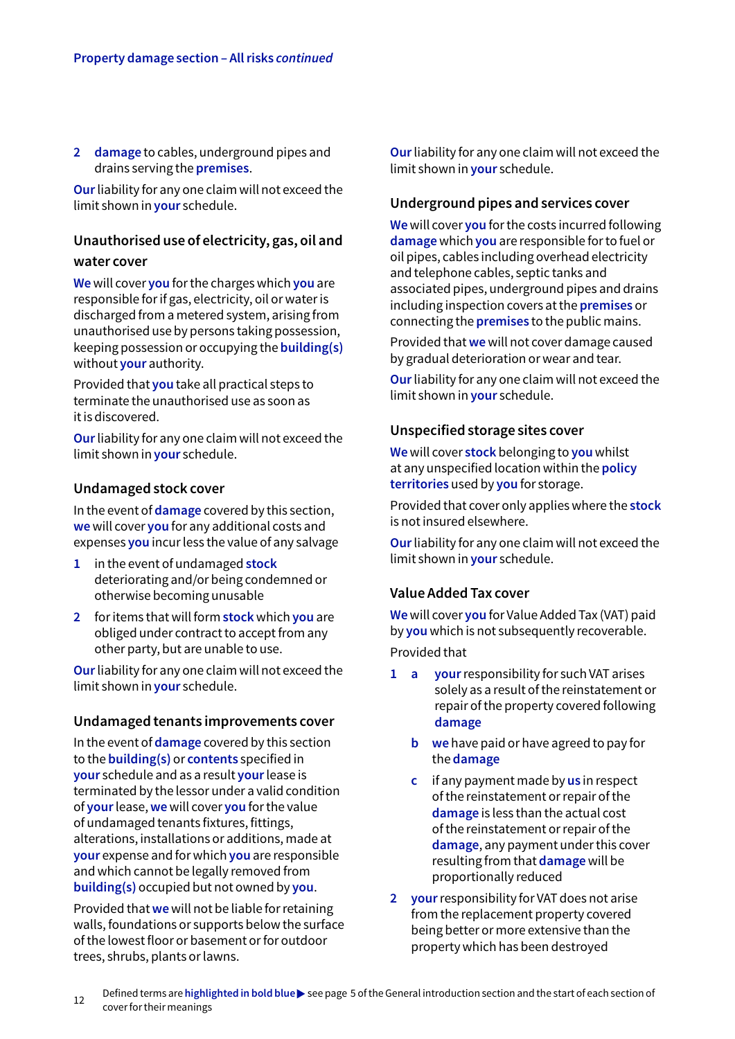2 **damage** to cables, underground pipes and drains serving the **premises**.

**Our** liability for any one claim will not exceed the limit shown in **your** schedule.

### Unauthorised use of electricity, gas, oil and water cover

**We** will cover **you** for the charges which **you** are responsible for if gas, electricity, oil or water is discharged from a metered system, arising from unauthorised use by persons taking possession, keeping possession or occupying the **building(s)** without **your** authority.

Provided that **you** take all practical steps to terminate the unauthorised use as soon as it is discovered.

**Our** liability for any one claim will not exceed the limit shown in **your** schedule.

### Undamaged stock cover

In the event of **damage** covered by this section, **we** will cover **you** for any additional costs and expenses **you** incur less the value of any salvage

1 in the event of undamaged **stock** deteriorating and/or being condemned or otherwise becoming unusable

2 for items that will form **stock** which **you** are obliged under contract to accept from any other party, but are unable to use.

**Our** liability for any one claim will not exceed the limit shown in **your** schedule.

### Undamaged tenants improvements cover

In the event of **damage** covered by this section to the **building(s)** or **contents** specified in **your** schedule and as a result **your** lease is terminated by the lessor under a valid condition of **your** lease, **we** will cover **you** for the value of undamaged tenants fixtures, fittings, alterations, installations or additions, made at **your** expense and for which **you** are responsible and which cannot be legally removed from **building(s)** occupied but not owned by **you**.

Provided that **we** will not be liable for retaining walls, foundations or supports below the surface of the lowest floor or basement or for outdoor trees, shrubs, plants or lawns.

**Our** liability for any one claim will not exceed the limit shown in **your** schedule.

### Underground pipes and services cover

**We** will cover **you** for the costs incurred following **damage** which **you** are responsible for to fuel or oil pipes, cables including overhead electricity and telephone cables, septic tanks and associated pipes, underground pipes and drains including inspection covers at the **premises** or connecting the **premises** to the public mains.

Provided that **we** will not cover damage caused by gradual deterioration or wear and tear.

**Our** liability for any one claim will not exceed the limit shown in **your** schedule.

### Unspecified storage sites cover

**We** will cover **stock** belonging to **you** whilst at any unspecified location within the **policy territories** used by **you** for storage.

Provided that cover only applies where the **stock** is not insured elsewhere.

**Our** liability for any one claim will not exceed the limit shown in **your** schedule.

### Value Added Tax cover

**We** will cover **you** for Value Added Tax (VAT) paid by **you** which is not subsequently recoverable.

Provided that

1 a **your** responsibility for such VAT arises solely as a result of the reinstatement or repair of the property covered following **damage**

b **we** have paid or have agreed to pay for the **damage**

c if any payment made by **us** in respect of the reinstatement or repair of the **damage** is less than the actual cost of the reinstatement or repair of the **damage**, any payment under this cover resulting from that **damage** will be proportionally reduced

2 **your** responsibility for VAT does not arise from the replacement property covered being better or more extensive than the property which has been destroyed

Defined terms are **highlighted in bold blue** ▶ see page 5 of the General introduction section and the start of each section of cover for their meanings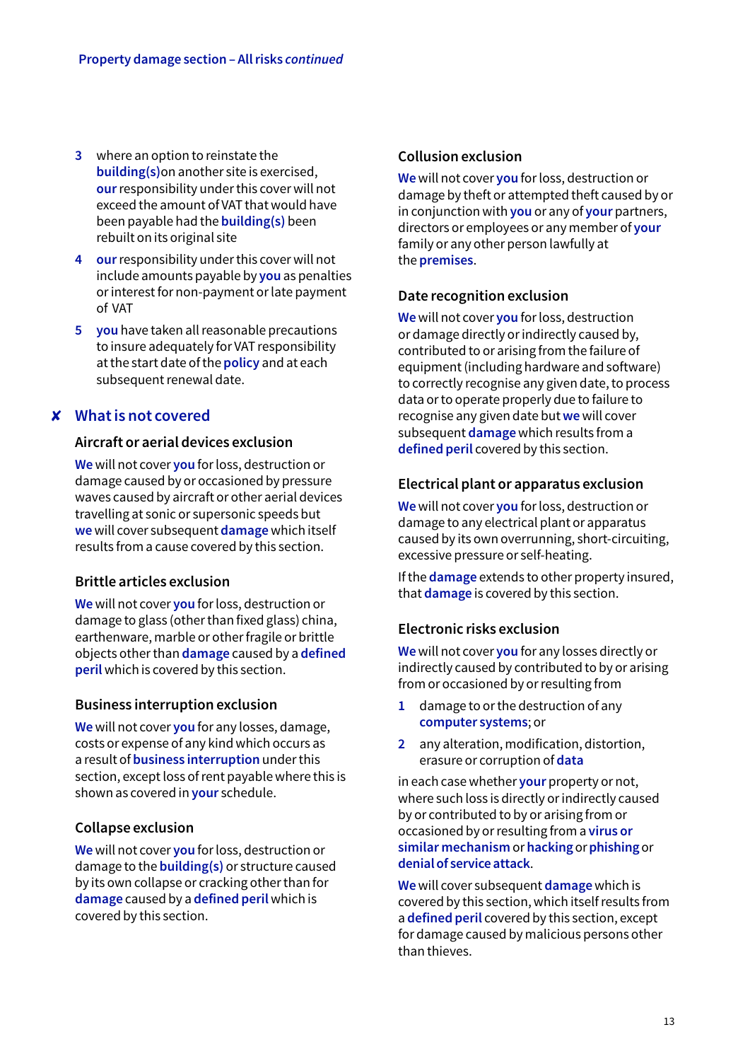3 where an option to reinstate the **building(s)** on another site is exercised, **our** responsibility under this cover will not exceed the amount of VAT that would have been payable had the **building(s)** been rebuilt on its original site

4 **our** responsibility under this cover will not include amounts payable by **you** as penalties or interest for non-payment or late payment of VAT

5 **you** have taken all reasonable precautions to insure adequately for VAT responsibility at the start date of the **policy** and at each subsequent renewal date.

## ✘ What is not covered

### Aircraft or aerial devices exclusion

**We** will not cover **you** for loss, destruction or damage caused by or occasioned by pressure waves caused by aircraft or other aerial devices travelling at sonic or supersonic speeds but **we** will cover subsequent **damage** which itself results from a cause covered by this section.

### Brittle articles exclusion

**We** will not cover **you** for loss, destruction or damage to glass (other than fixed glass) china, earthenware, marble or other fragile or brittle objects other than **damage** caused by a **defined peril** which is covered by this section.

### Business interruption exclusion

**We** will not cover **you** for any losses, damage, costs or expense of any kind which occurs as a result of **business interruption** under this section, except loss of rent payable where this is shown as covered in **your** schedule.

### Collapse exclusion

**We** will not cover **you** for loss, destruction or damage to the **building(s)** or structure caused by its own collapse or cracking other than for **damage** caused by a **defined peril** which is covered by this section.

### Collusion exclusion

**We** will not cover **you** for loss, destruction or damage by theft or attempted theft caused by or in conjunction with **you** or any of **your** partners, directors or employees or any member of **your** family or any other person lawfully at the **premises**.

### Date recognition exclusion

**We** will not cover **you** for loss, destruction or damage directly or indirectly caused by, contributed to or arising from the failure of equipment (including hardware and software) to correctly recognise any given date, to process data or to operate properly due to failure to recognise any given date but **we** will cover subsequent **damage** which results from a **defined peril** covered by this section.

### Electrical plant or apparatus exclusion

**We** will not cover **you** for loss, destruction or damage to any electrical plant or apparatus caused by its own overrunning, short-circuiting, excessive pressure or self-heating.

If the **damage** extends to other property insured, that **damage** is covered by this section.

### Electronic risks exclusion

**We** will not cover **you** for any losses directly or indirectly caused by contributed to by or arising from or occasioned by or resulting from

1 damage to or the destruction of any **computer systems**; or

2 any alteration, modification, distortion, erasure or corruption of **data**

in each case whether **your** property or not, where such loss is directly or indirectly caused by or contributed to by or arising from or occasioned by or resulting from a **virus or similar mechanism** or **hacking** or **phishing** or **denial of service attack**.

**We** will cover subsequent **damage** which is covered by this section, which itself results from a **defined peril** covered by this section, except for damage caused by malicious persons other than thieves.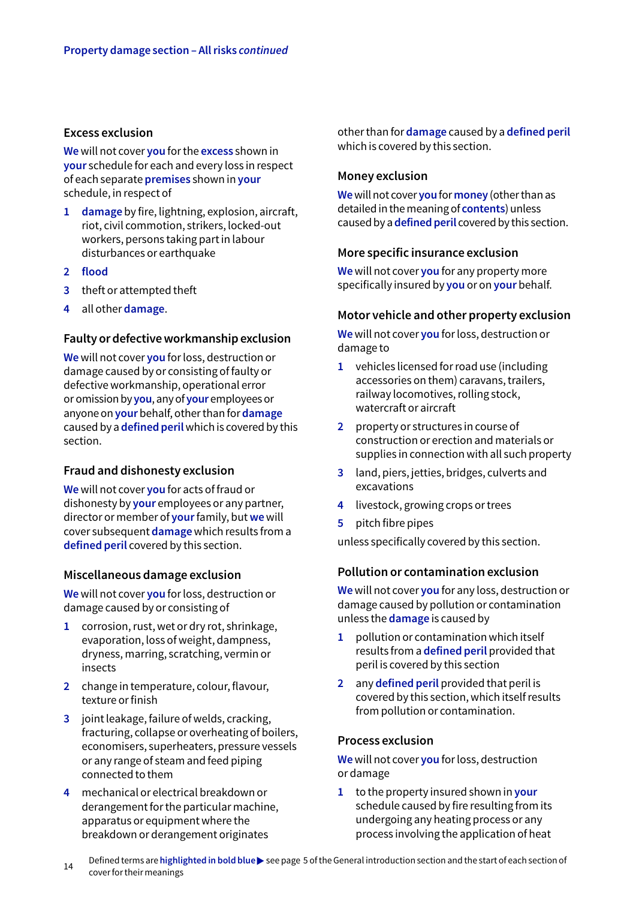## Excess exclusion

**We** will not cover **you** for the **excess** shown in **your** schedule for each and every loss in respect of each separate **premises** shown in **your** schedule, in respect of

1. **damage** by fire, lightning, explosion, aircraft, riot, civil commotion, strikers, locked-out workers, persons taking part in labour disturbances or earthquake
2. **flood**
3. theft or attempted theft
4. all other **damage**.

## Faulty or defective workmanship exclusion

**We** will not cover **you** for loss, destruction or damage caused by or consisting of faulty or defective workmanship, operational error or omission by **you**, any of **your** employees or anyone on **your** behalf, other than for **damage** caused by a **defined peril** which is covered by this section.

## Fraud and dishonesty exclusion

**We** will not cover **you** for acts of fraud or dishonesty by **your** employees or any partner, director or member of **your** family, but **we** will cover subsequent **damage** which results from a **defined peril** covered by this section.

## Miscellaneous damage exclusion

**We** will not cover **you** for loss, destruction or damage caused by or consisting of

1. corrosion, rust, wet or dry rot, shrinkage, evaporation, loss of weight, dampness, dryness, marring, scratching, vermin or insects
2. change in temperature, colour, flavour, texture or finish
3. joint leakage, failure of welds, cracking, fracturing, collapse or overheating of boilers, economisers, superheaters, pressure vessels or any range of steam and feed piping connected to them
4. mechanical or electrical breakdown or derangement for the particular machine, apparatus or equipment where the breakdown or derangement originates

other than for **damage** caused by a **defined peril** which is covered by this section.

## Money exclusion

**We** will not cover **you** for **money** (other than as detailed in the meaning of **contents**) unless caused by a **defined peril** covered by this section.

## More specific insurance exclusion

**We** will not cover **you** for any property more specifically insured by **you** or on **your** behalf.

## Motor vehicle and other property exclusion

**We** will not cover **you** for loss, destruction or damage to

1. vehicles licensed for road use (including accessories on them) caravans, trailers, railway locomotives, rolling stock, watercraft or aircraft
2. property or structures in course of construction or erection and materials or supplies in connection with all such property
3. land, piers, jetties, bridges, culverts and excavations
4. livestock, growing crops or trees
5. pitch fibre pipes

unless specifically covered by this section.

## Pollution or contamination exclusion

**We** will not cover **you** for any loss, destruction or damage caused by pollution or contamination unless the **damage** is caused by

1. pollution or contamination which itself results from a **defined peril** provided that peril is covered by this section
2. any **defined peril** provided that peril is covered by this section, which itself results from pollution or contamination.

## Process exclusion

**We** will not cover **you** for loss, destruction or damage

1. to the property insured shown in **your** schedule caused by fire resulting from its undergoing any heating process or any process involving the application of heat

Defined terms are **highlighted in bold blue** ▶ see page 5 of the General introduction section and the start of each section of cover for their meanings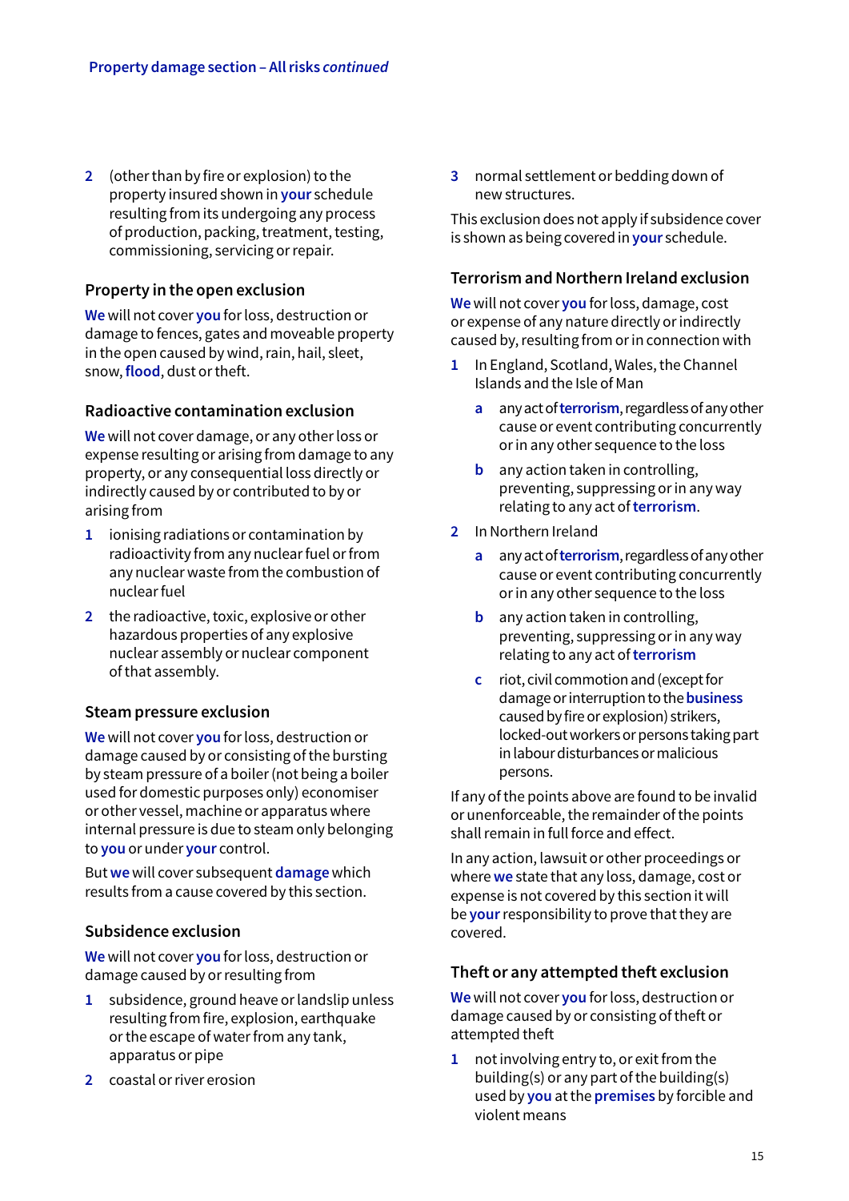2 (other than by fire or explosion) to the property insured shown in **your** schedule resulting from its undergoing any process of production, packing, treatment, testing, commissioning, servicing or repair.

### Property in the open exclusion

**We** will not cover **you** for loss, destruction or damage to fences, gates and moveable property in the open caused by wind, rain, hail, sleet, snow, **flood**, dust or theft.

### Radioactive contamination exclusion

**We** will not cover damage, or any other loss or expense resulting or arising from damage to any property, or any consequential loss directly or indirectly caused by or contributed to by or arising from

1 ionising radiations or contamination by radioactivity from any nuclear fuel or from any nuclear waste from the combustion of nuclear fuel

2 the radioactive, toxic, explosive or other hazardous properties of any explosive nuclear assembly or nuclear component of that assembly.

### Steam pressure exclusion

**We** will not cover **you** for loss, destruction or damage caused by or consisting of the bursting by steam pressure of a boiler (not being a boiler used for domestic purposes only) economiser or other vessel, machine or apparatus where internal pressure is due to steam only belonging to **you** or under **your** control.

But **we** will cover subsequent **damage** which results from a cause covered by this section.

### Subsidence exclusion

**We** will not cover **you** for loss, destruction or damage caused by or resulting from

1 subsidence, ground heave or landslip unless resulting from fire, explosion, earthquake or the escape of water from any tank, apparatus or pipe

2 coastal or river erosion

3 normal settlement or bedding down of new structures.

This exclusion does not apply if subsidence cover is shown as being covered in **your** schedule.

### Terrorism and Northern Ireland exclusion

**We** will not cover **you** for loss, damage, cost or expense of any nature directly or indirectly caused by, resulting from or in connection with

1 In England, Scotland, Wales, the Channel Islands and the Isle of Man

   a any act of **terrorism**, regardless of any other cause or event contributing concurrently or in any other sequence to the loss

   b any action taken in controlling, preventing, suppressing or in any way relating to any act of **terrorism**.

2 In Northern Ireland

   a any act of **terrorism**, regardless of any other cause or event contributing concurrently or in any other sequence to the loss

   b any action taken in controlling, preventing, suppressing or in any way relating to any act of **terrorism**

   c riot, civil commotion and (except for damage or interruption to the **business** caused by fire or explosion) strikers, locked-out workers or persons taking part in labour disturbances or malicious persons.

If any of the points above are found to be invalid or unenforceable, the remainder of the points shall remain in full force and effect.

In any action, lawsuit or other proceedings or where **we** state that any loss, damage, cost or expense is not covered by this section it will be **your** responsibility to prove that they are covered.

### Theft or any attempted theft exclusion

**We** will not cover **you** for loss, destruction or damage caused by or consisting of theft or attempted theft

1 not involving entry to, or exit from the building(s) or any part of the building(s) used by **you** at the **premises** by forcible and violent means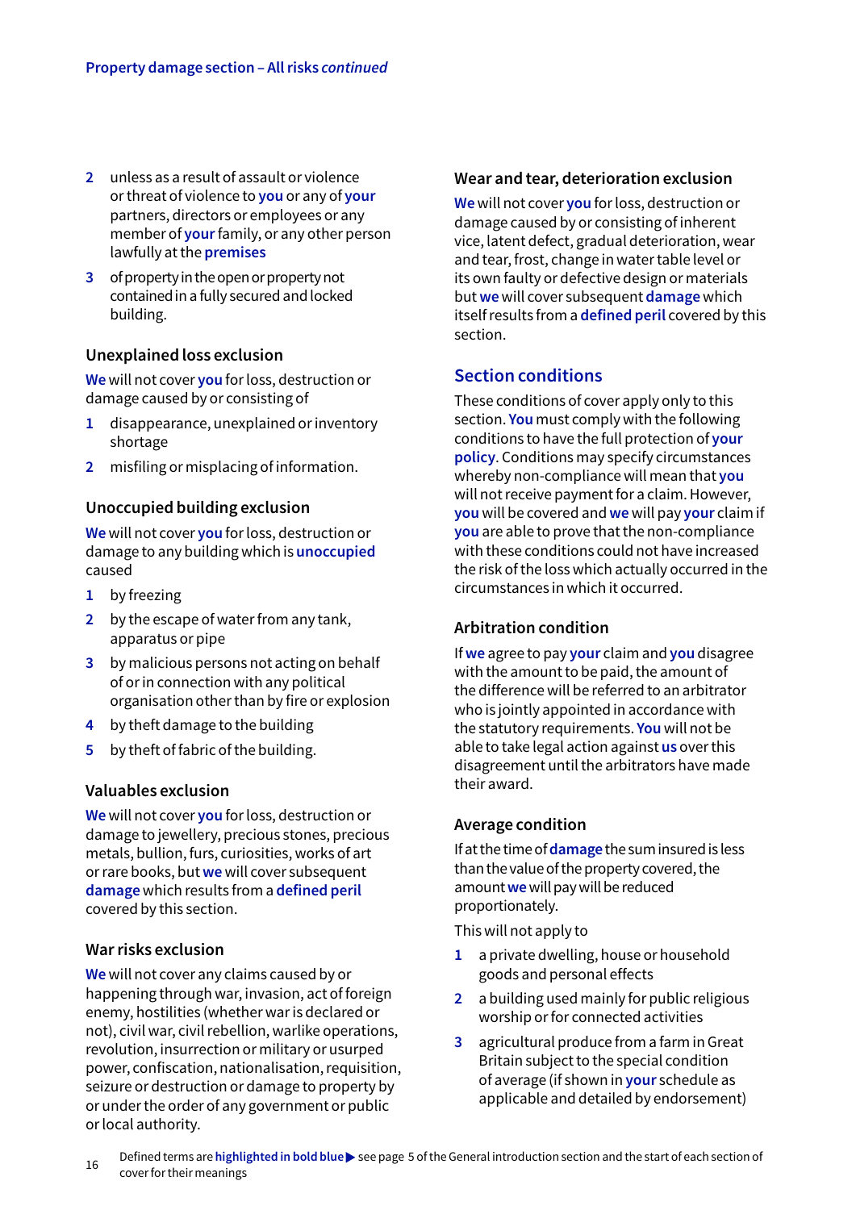2 unless as a result of assault or violence or threat of violence to **you** or any of **your** partners, directors or employees or any member of **your** family, or any other person lawfully at the **premises**
3 of property in the open or property not contained in a fully secured and locked building.

### Unexplained loss exclusion

**We** will not cover **you** for loss, destruction or damage caused by or consisting of

1 disappearance, unexplained or inventory shortage
2 misfiling or misplacing of information.

### Unoccupied building exclusion

**We** will not cover **you** for loss, destruction or damage to any building which is **unoccupied** caused

1 by freezing
2 by the escape of water from any tank, apparatus or pipe
3 by malicious persons not acting on behalf of or in connection with any political organisation other than by fire or explosion
4 by theft damage to the building
5 by theft of fabric of the building.

### Valuables exclusion

**We** will not cover **you** for loss, destruction or damage to jewellery, precious stones, precious metals, bullion, furs, curiosities, works of art or rare books, but **we** will cover subsequent **damage** which results from a **defined peril** covered by this section.

### War risks exclusion

**We** will not cover any claims caused by or happening through war, invasion, act of foreign enemy, hostilities (whether war is declared or not), civil war, civil rebellion, warlike operations, revolution, insurrection or military or usurped power, confiscation, nationalisation, requisition, seizure or destruction or damage to property by or under the order of any government or public or local authority.

### Wear and tear, deterioration exclusion

**We** will not cover **you** for loss, destruction or damage caused by or consisting of inherent vice, latent defect, gradual deterioration, wear and tear, frost, change in water table level or its own faulty or defective design or materials but **we** will cover subsequent **damage** which itself results from a **defined peril** covered by this section.

## Section conditions

These conditions of cover apply only to this section. **You** must comply with the following conditions to have the full protection of **your policy**. Conditions may specify circumstances whereby non-compliance will mean that **you** will not receive payment for a claim. However, **you** will be covered and **we** will pay **your** claim if **you** are able to prove that the non-compliance with these conditions could not have increased the risk of the loss which actually occurred in the circumstances in which it occurred.

### Arbitration condition

If **we** agree to pay **your** claim and **you** disagree with the amount to be paid, the amount of the difference will be referred to an arbitrator who is jointly appointed in accordance with the statutory requirements. **You** will not be able to take legal action against **us** over this disagreement until the arbitrators have made their award.

### Average condition

If at the time of **damage** the sum insured is less than the value of the property covered, the amount **we** will pay will be reduced proportionately.

This will not apply to

1 a private dwelling, house or household goods and personal effects
2 a building used mainly for public religious worship or for connected activities
3 agricultural produce from a farm in Great Britain subject to the special condition of average (if shown in **your** schedule as applicable and detailed by endorsement)

Defined terms are **highlighted in bold blue** ▶ see page 5 of the General introduction section and the start of each section of cover for their meanings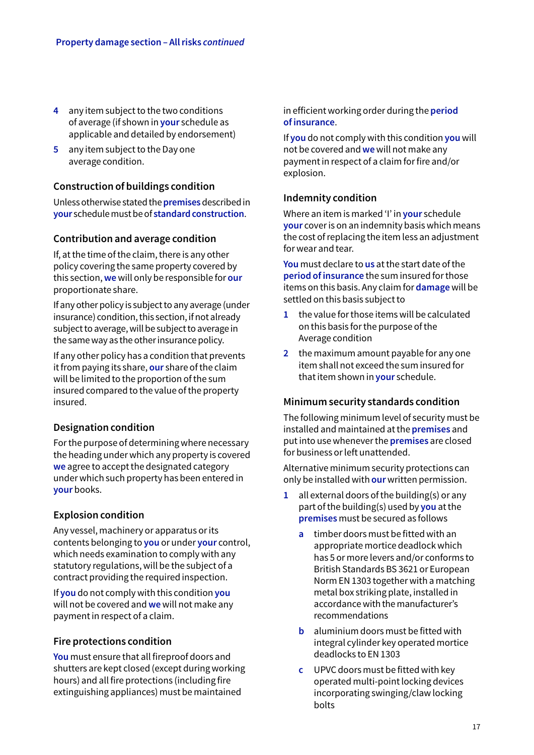4 any item subject to the two conditions of average (if shown in **your** schedule as applicable and detailed by endorsement)

5 any item subject to the Day one average condition.

### Construction of buildings condition

Unless otherwise stated the **premises** described in **your** schedule must be of **standard construction**.

### Contribution and average condition

If, at the time of the claim, there is any other policy covering the same property covered by this section, **we** will only be responsible for **our** proportionate share.

If any other policy is subject to any average (under insurance) condition, this section, if not already subject to average, will be subject to average in the same way as the other insurance policy.

If any other policy has a condition that prevents it from paying its share, **our** share of the claim will be limited to the proportion of the sum insured compared to the value of the property insured.

### Designation condition

For the purpose of determining where necessary the heading under which any property is covered **we** agree to accept the designated category under which such property has been entered in **your** books.

### Explosion condition

Any vessel, machinery or apparatus or its contents belonging to **you** or under **your** control, which needs examination to comply with any statutory regulations, will be the subject of a contract providing the required inspection.

If **you** do not comply with this condition **you** will not be covered and **we** will not make any payment in respect of a claim.

### Fire protections condition

**You** must ensure that all fireproof doors and shutters are kept closed (except during working hours) and all fire protections (including fire extinguishing appliances) must be maintained in efficient working order during the **period of insurance**.

If **you** do not comply with this condition **you** will not be covered and **we** will not make any payment in respect of a claim for fire and/or explosion.

### Indemnity condition

Where an item is marked 'I' in **your** schedule **your** cover is on an indemnity basis which means the cost of replacing the item less an adjustment for wear and tear.

**You** must declare to **us** at the start date of the **period of insurance** the sum insured for those items on this basis. Any claim for **damage** will be settled on this basis subject to

1 the value for those items will be calculated on this basis for the purpose of the Average condition

2 the maximum amount payable for any one item shall not exceed the sum insured for that item shown in **your** schedule.

### Minimum security standards condition

The following minimum level of security must be installed and maintained at the **premises** and put into use whenever the **premises** are closed for business or left unattended.

Alternative minimum security protections can only be installed with **our** written permission.

1 all external doors of the building(s) or any part of the building(s) used by **you** at the **premises** must be secured as follows

   a timber doors must be fitted with an appropriate mortice deadlock which has 5 or more levers and/or conforms to British Standards BS 3621 or European Norm EN 1303 together with a matching metal box striking plate, installed in accordance with the manufacturer's recommendations

   b aluminium doors must be fitted with integral cylinder key operated mortice deadlocks to EN 1303

   c UPVC doors must be fitted with key operated multi-point locking devices incorporating swinging/claw locking bolts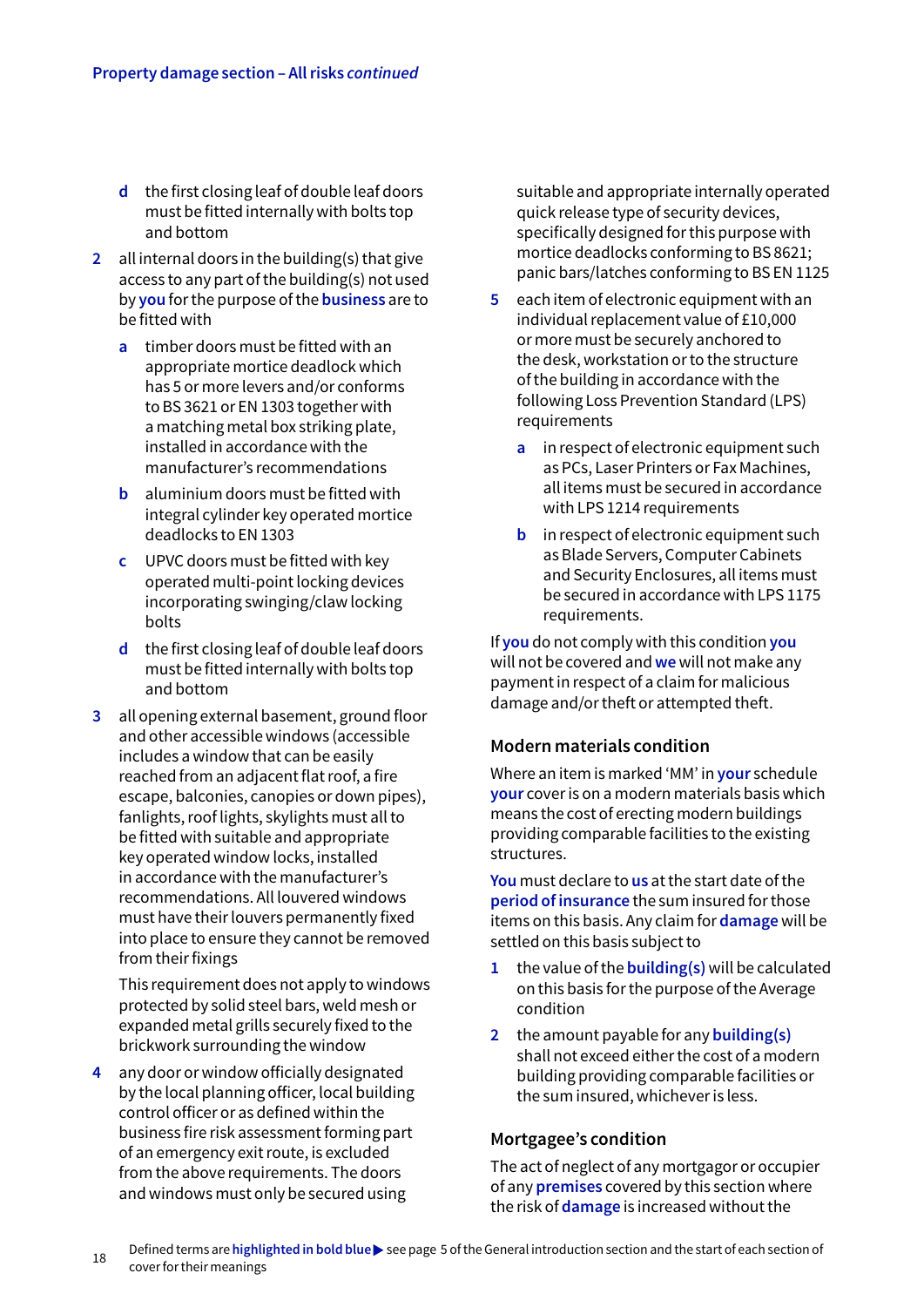d the first closing leaf of double leaf doors must be fitted internally with bolts top and bottom

2 all internal doors in the building(s) that give access to any part of the building(s) not used by **you** for the purpose of the **business** are to be fitted with

   a timber doors must be fitted with an appropriate mortice deadlock which has 5 or more levers and/or conforms to BS 3621 or EN 1303 together with a matching metal box striking plate, installed in accordance with the manufacturer's recommendations

   b aluminium doors must be fitted with integral cylinder key operated mortice deadlocks to EN 1303

   c UPVC doors must be fitted with key operated multi-point locking devices incorporating swinging/claw locking bolts

   d the first closing leaf of double leaf doors must be fitted internally with bolts top and bottom

3 all opening external basement, ground floor and other accessible windows (accessible includes a window that can be easily reached from an adjacent flat roof, a fire escape, balconies, canopies or down pipes), fanlights, roof lights, skylights must all to be fitted with suitable and appropriate key operated window locks, installed in accordance with the manufacturer's recommendations. All louvered windows must have their louvers permanently fixed into place to ensure they cannot be removed from their fixings

   This requirement does not apply to windows protected by solid steel bars, weld mesh or expanded metal grills securely fixed to the brickwork surrounding the window

4 any door or window officially designated by the local planning officer, local building control officer or as defined within the business fire risk assessment forming part of an emergency exit route, is excluded from the above requirements. The doors and windows must only be secured using suitable and appropriate internally operated quick release type of security devices, specifically designed for this purpose with mortice deadlocks conforming to BS 8621; panic bars/latches conforming to BS EN 1125

5 each item of electronic equipment with an individual replacement value of £10,000 or more must be securely anchored to the desk, workstation or to the structure of the building in accordance with the following Loss Prevention Standard (LPS) requirements

   a in respect of electronic equipment such as PCs, Laser Printers or Fax Machines, all items must be secured in accordance with LPS 1214 requirements

   b in respect of electronic equipment such as Blade Servers, Computer Cabinets and Security Enclosures, all items must be secured in accordance with LPS 1175 requirements.

If **you** do not comply with this condition **you** will not be covered and **we** will not make any payment in respect of a claim for malicious damage and/or theft or attempted theft.

### Modern materials condition

Where an item is marked 'MM' in **your** schedule **your** cover is on a modern materials basis which means the cost of erecting modern buildings providing comparable facilities to the existing structures.

**You** must declare to **us** at the start date of the **period of insurance** the sum insured for those items on this basis. Any claim for **damage** will be settled on this basis subject to

1 the value of the **building(s)** will be calculated on this basis for the purpose of the Average condition

2 the amount payable for any **building(s)** shall not exceed either the cost of a modern building providing comparable facilities or the sum insured, whichever is less.

### Mortgagee's condition

The act of neglect of any mortgagor or occupier of any **premises** covered by this section where the risk of **damage** is increased without the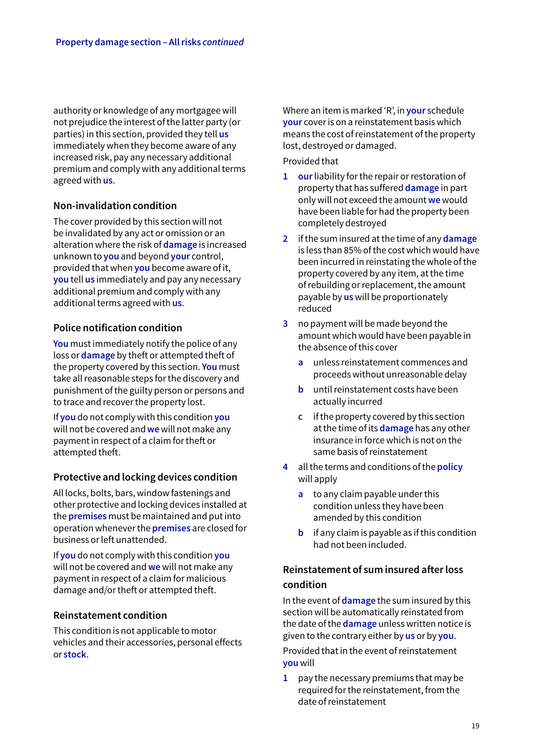authority or knowledge of any mortgagee will not prejudice the interest of the latter party (or parties) in this section, provided they tell **us** immediately when they become aware of any increased risk, pay any necessary additional premium and comply with any additional terms agreed with **us**.

### Non-invalidation condition

The cover provided by this section will not be invalidated by any act or omission or an alteration where the risk of **damage** is increased unknown to **you** and beyond **your** control, provided that when **you** become aware of it, **you** tell **us** immediately and pay any necessary additional premium and comply with any additional terms agreed with **us**.

### Police notification condition

**You** must immediately notify the police of any loss or **damage** by theft or attempted theft of the property covered by this section. **You** must take all reasonable steps for the discovery and punishment of the guilty person or persons and to trace and recover the property lost.

If **you** do not comply with this condition **you** will not be covered and **we** will not make any payment in respect of a claim for theft or attempted theft.

### Protective and locking devices condition

All locks, bolts, bars, window fastenings and other protective and locking devices installed at the **premises** must be maintained and put into operation whenever the **premises** are closed for business or left unattended.

If **you** do not comply with this condition **you** will not be covered and **we** will not make any payment in respect of a claim for malicious damage and/or theft or attempted theft.

### Reinstatement condition

This condition is not applicable to motor vehicles and their accessories, personal effects or **stock**.

Where an item is marked 'R', in **your** schedule **your** cover is on a reinstatement basis which means the cost of reinstatement of the property lost, destroyed or damaged.

Provided that

1. **our** liability for the repair or restoration of property that has suffered **damage** in part only will not exceed the amount **we** would have been liable for had the property been completely destroyed
2. if the sum insured at the time of any **damage** is less than 85% of the cost which would have been incurred in reinstating the whole of the property covered by any item, at the time of rebuilding or replacement, the amount payable by **us** will be proportionately reduced
3. no payment will be made beyond the amount which would have been payable in the absence of this cover
   a. unless reinstatement commences and proceeds without unreasonable delay
   b. until reinstatement costs have been actually incurred
   c. if the property covered by this section at the time of its **damage** has any other insurance in force which is not on the same basis of reinstatement
4. all the terms and conditions of the **policy** will apply
   a. to any claim payable under this condition unless they have been amended by this condition
   b. if any claim is payable as if this condition had not been included.

### Reinstatement of sum insured after loss condition

In the event of **damage** the sum insured by this section will be automatically reinstated from the date of the **damage** unless written notice is given to the contrary either by **us** or by **you**.

Provided that in the event of reinstatement **you** will

1. pay the necessary premiums that may be required for the reinstatement, from the date of reinstatement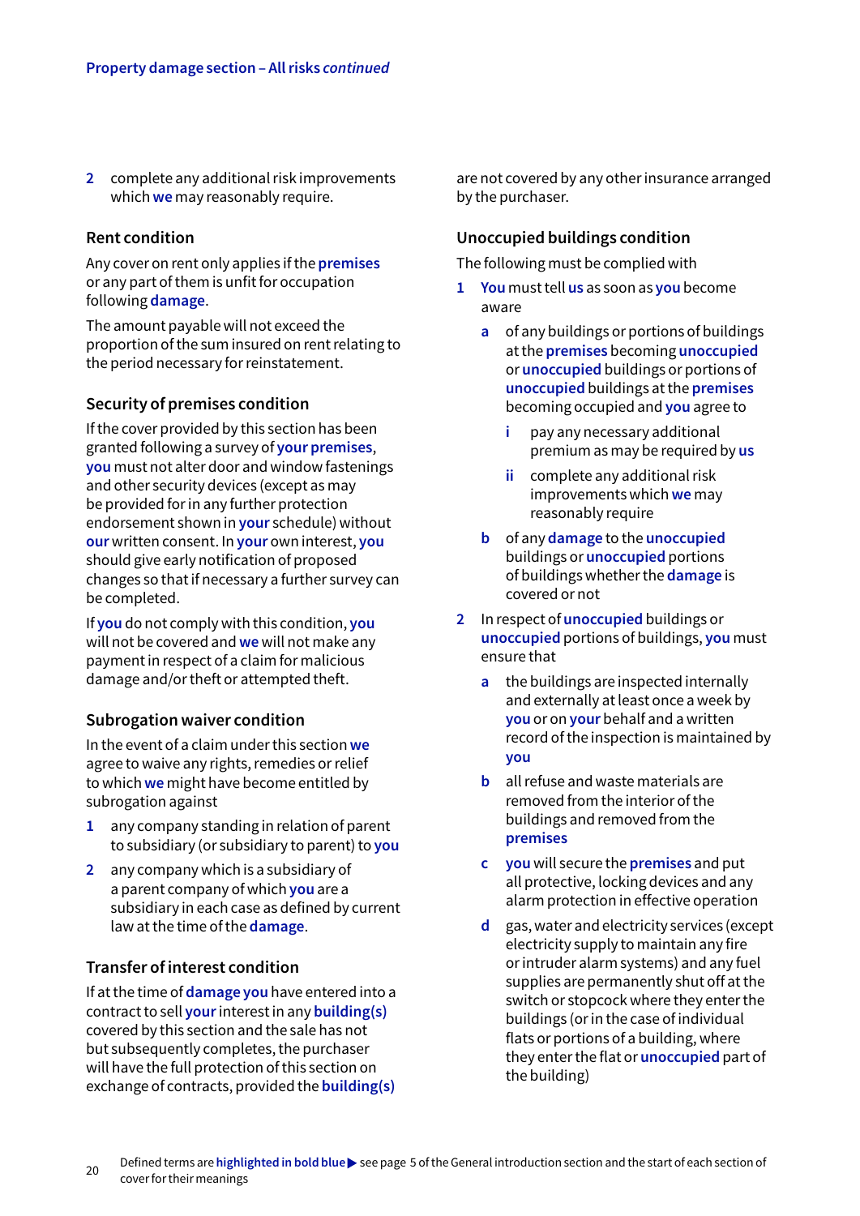2 complete any additional risk improvements which **we** may reasonably require.

### Rent condition

Any cover on rent only applies if the **premises** or any part of them is unfit for occupation following **damage**.

The amount payable will not exceed the proportion of the sum insured on rent relating to the period necessary for reinstatement.

### Security of premises condition

If the cover provided by this section has been granted following a survey of **your premises**, **you** must not alter door and window fastenings and other security devices (except as may be provided for in any further protection endorsement shown in **your** schedule) without **our** written consent. In **your** own interest, **you** should give early notification of proposed changes so that if necessary a further survey can be completed.

If **you** do not comply with this condition, **you** will not be covered and **we** will not make any payment in respect of a claim for malicious damage and/or theft or attempted theft.

### Subrogation waiver condition

In the event of a claim under this section **we** agree to waive any rights, remedies or relief to which **we** might have become entitled by subrogation against

1 any company standing in relation of parent to subsidiary (or subsidiary to parent) to **you**
2 any company which is a subsidiary of a parent company of which **you** are a subsidiary in each case as defined by current law at the time of the **damage**.

### Transfer of interest condition

If at the time of **damage you** have entered into a contract to sell **your** interest in any **building(s)** covered by this section and the sale has not but subsequently completes, the purchaser will have the full protection of this section on exchange of contracts, provided the **building(s)** are not covered by any other insurance arranged by the purchaser.

### Unoccupied buildings condition

The following must be complied with

1 **You** must tell **us** as soon as **you** become aware
   - a of any buildings or portions of buildings at the **premises** becoming **unoccupied** or **unoccupied** buildings or portions of **unoccupied** buildings at the **premises** becoming occupied and **you** agree to
     - i pay any necessary additional premium as may be required by **us**
     - ii complete any additional risk improvements which **we** may reasonably require
   - b of any **damage** to the **unoccupied** buildings or **unoccupied** portions of buildings whether the **damage** is covered or not
2 In respect of **unoccupied** buildings or **unoccupied** portions of buildings, **you** must ensure that
   - a the buildings are inspected internally and externally at least once a week by **you** or on **your** behalf and a written record of the inspection is maintained by **you**
   - b all refuse and waste materials are removed from the interior of the buildings and removed from the **premises**
   - c **you** will secure the **premises** and put all protective, locking devices and any alarm protection in effective operation
   - d gas, water and electricity services (except electricity supply to maintain any fire or intruder alarm systems) and any fuel supplies are permanently shut off at the switch or stopcock where they enter the buildings (or in the case of individual flats or portions of a building, where they enter the flat or **unoccupied** part of the building)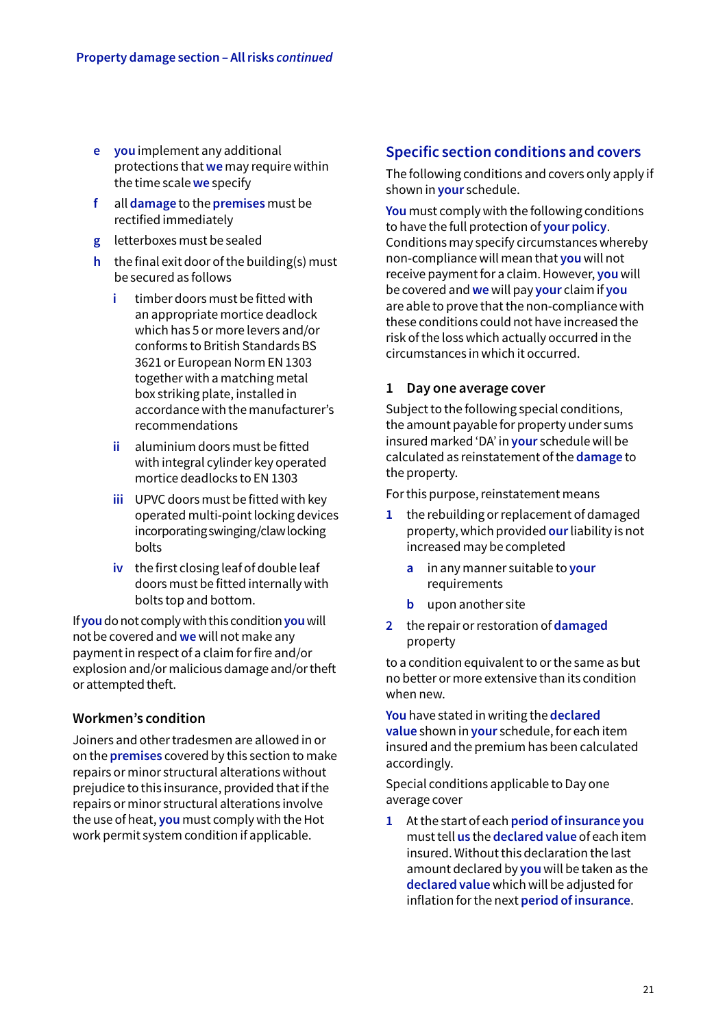e **you** implement any additional protections that **we** may require within the time scale **we** specify

f all **damage** to the **premises** must be rectified immediately

g letterboxes must be sealed

h the final exit door of the building(s) must be secured as follows

  i timber doors must be fitted with an appropriate mortice deadlock which has 5 or more levers and/or conforms to British Standards BS 3621 or European Norm EN 1303 together with a matching metal box striking plate, installed in accordance with the manufacturer's recommendations

  ii aluminium doors must be fitted with integral cylinder key operated mortice deadlocks to EN 1303

  iii UPVC doors must be fitted with key operated multi-point locking devices incorporating swinging/claw locking bolts

  iv the first closing leaf of double leaf doors must be fitted internally with bolts top and bottom.

If **you** do not comply with this condition **you** will not be covered and **we** will not make any payment in respect of a claim for fire and/or explosion and/or malicious damage and/or theft or attempted theft.

### Workmen's condition

Joiners and other tradesmen are allowed in or on the **premises** covered by this section to make repairs or minor structural alterations without prejudice to this insurance, provided that if the repairs or minor structural alterations involve the use of heat, **you** must comply with the Hot work permit system condition if applicable.

## Specific section conditions and covers

The following conditions and covers only apply if shown in **your** schedule.

**You** must comply with the following conditions to have the full protection of **your policy**. Conditions may specify circumstances whereby non-compliance will mean that **you** will not receive payment for a claim. However, **you** will be covered and **we** will pay **your** claim if **you** are able to prove that the non-compliance with these conditions could not have increased the risk of the loss which actually occurred in the circumstances in which it occurred.

### 1 Day one average cover

Subject to the following special conditions, the amount payable for property under sums insured marked 'DA' in **your** schedule will be calculated as reinstatement of the **damage** to the property.

For this purpose, reinstatement means

1 the rebuilding or replacement of damaged property, which provided **our** liability is not increased may be completed

  a in any manner suitable to **your** requirements

  b upon another site

2 the repair or restoration of **damaged** property

to a condition equivalent to or the same as but no better or more extensive than its condition when new.

**You** have stated in writing the **declared value** shown in **your** schedule, for each item insured and the premium has been calculated accordingly.

Special conditions applicable to Day one average cover

1 At the start of each **period of insurance you** must tell **us** the **declared value** of each item insured. Without this declaration the last amount declared by **you** will be taken as the **declared value** which will be adjusted for inflation for the next **period of insurance**.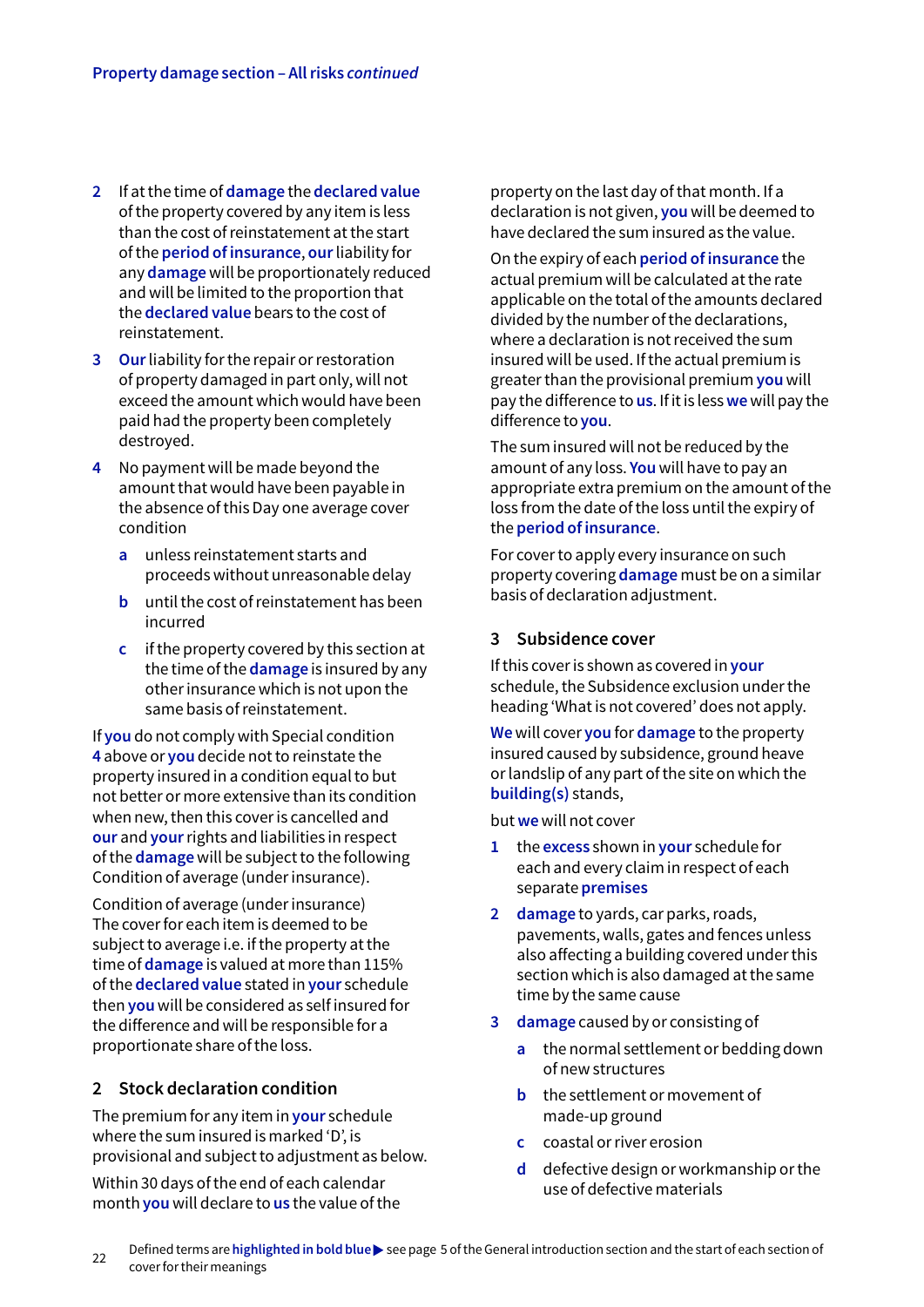2. If at the time of **damage** the **declared value** of the property covered by any item is less than the cost of reinstatement at the start of the **period of insurance**, **our** liability for any **damage** will be proportionately reduced and will be limited to the proportion that the **declared value** bears to the cost of reinstatement.
3. **Our** liability for the repair or restoration of property damaged in part only, will not exceed the amount which would have been paid had the property been completely destroyed.
4. No payment will be made beyond the amount that would have been payable in the absence of this Day one average cover condition
   - a. unless reinstatement starts and proceeds without unreasonable delay
   - b. until the cost of reinstatement has been incurred
   - c. if the property covered by this section at the time of the **damage** is insured by any other insurance which is not upon the same basis of reinstatement.

If **you** do not comply with Special condition 4 above or **you** decide not to reinstate the property insured in a condition equal to but not better or more extensive than its condition when new, then this cover is cancelled and **our** and **your** rights and liabilities in respect of the **damage** will be subject to the following Condition of average (under insurance).

Condition of average (under insurance)
The cover for each item is deemed to be subject to average i.e. if the property at the time of **damage** is valued at more than 115% of the **declared value** stated in **your** schedule then **you** will be considered as self insured for the difference and will be responsible for a proportionate share of the loss.

## 2 Stock declaration condition

The premium for any item in **your** schedule where the sum insured is marked 'D', is provisional and subject to adjustment as below.

Within 30 days of the end of each calendar month **you** will declare to **us** the value of the property on the last day of that month. If a declaration is not given, **you** will be deemed to have declared the sum insured as the value.

On the expiry of each **period of insurance** the actual premium will be calculated at the rate applicable on the total of the amounts declared divided by the number of the declarations, where a declaration is not received the sum insured will be used. If the actual premium is greater than the provisional premium **you** will pay the difference to **us**. If it is less **we** will pay the difference to **you**.

The sum insured will not be reduced by the amount of any loss. **You** will have to pay an appropriate extra premium on the amount of the loss from the date of the loss until the expiry of the **period of insurance**.

For cover to apply every insurance on such property covering **damage** must be on a similar basis of declaration adjustment.

## 3 Subsidence cover

If this cover is shown as covered in **your** schedule, the Subsidence exclusion under the heading 'What is not covered' does not apply.

**We** will cover **you** for **damage** to the property insured caused by subsidence, ground heave or landslip of any part of the site on which the **building(s)** stands,

but **we** will not cover

1. the **excess** shown in **your** schedule for each and every claim in respect of each separate **premises**
2. **damage** to yards, car parks, roads, pavements, walls, gates and fences unless also affecting a building covered under this section which is also damaged at the same time by the same cause
3. **damage** caused by or consisting of
   - a. the normal settlement or bedding down of new structures
   - b. the settlement or movement of made-up ground
   - c. coastal or river erosion
   - d. defective design or workmanship or the use of defective materials

Defined terms are **highlighted in bold blue** ▶ see page 5 of the General introduction section and the start of each section of cover for their meanings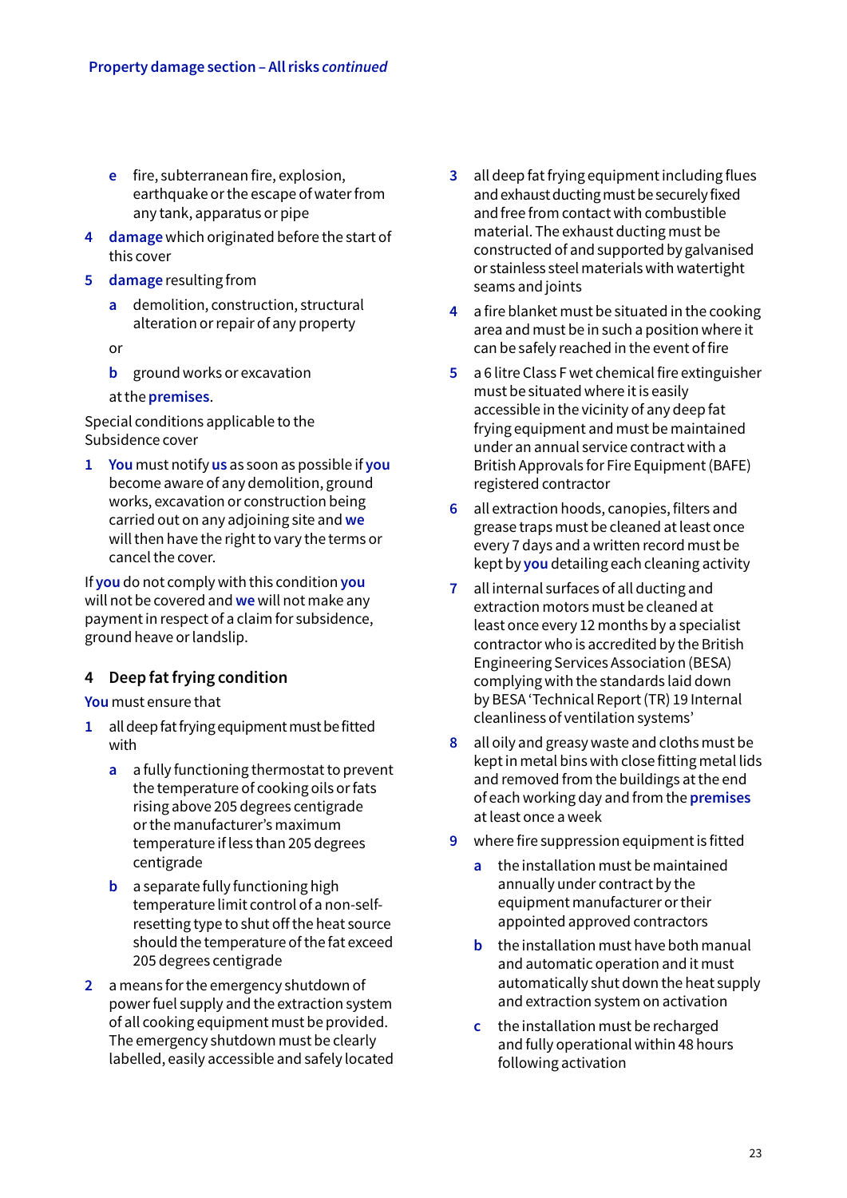e fire, subterranean fire, explosion, earthquake or the escape of water from any tank, apparatus or pipe

4 **damage** which originated before the start of this cover

5 **damage** resulting from

   a demolition, construction, structural alteration or repair of any property

   or

   b ground works or excavation

   at the **premises**.

Special conditions applicable to the Subsidence cover

1 **You** must notify **us** as soon as possible if **you** become aware of any demolition, ground works, excavation or construction being carried out on any adjoining site and **we** will then have the right to vary the terms or cancel the cover.

If **you** do not comply with this condition **you** will not be covered and **we** will not make any payment in respect of a claim for subsidence, ground heave or landslip.

### 4 Deep fat frying condition

**You** must ensure that

1 all deep fat frying equipment must be fitted with

   a a fully functioning thermostat to prevent the temperature of cooking oils or fats rising above 205 degrees centigrade or the manufacturer's maximum temperature if less than 205 degrees centigrade

   b a separate fully functioning high temperature limit control of a non-self-resetting type to shut off the heat source should the temperature of the fat exceed 205 degrees centigrade

2 a means for the emergency shutdown of power fuel supply and the extraction system of all cooking equipment must be provided. The emergency shutdown must be clearly labelled, easily accessible and safely located

3 all deep fat frying equipment including flues and exhaust ducting must be securely fixed and free from contact with combustible material. The exhaust ducting must be constructed of and supported by galvanised or stainless steel materials with watertight seams and joints

4 a fire blanket must be situated in the cooking area and must be in such a position where it can be safely reached in the event of fire

5 a 6 litre Class F wet chemical fire extinguisher must be situated where it is easily accessible in the vicinity of any deep fat frying equipment and must be maintained under an annual service contract with a British Approvals for Fire Equipment (BAFE) registered contractor

6 all extraction hoods, canopies, filters and grease traps must be cleaned at least once every 7 days and a written record must be kept by **you** detailing each cleaning activity

7 all internal surfaces of all ducting and extraction motors must be cleaned at least once every 12 months by a specialist contractor who is accredited by the British Engineering Services Association (BESA) complying with the standards laid down by BESA 'Technical Report (TR) 19 Internal cleanliness of ventilation systems'

8 all oily and greasy waste and cloths must be kept in metal bins with close fitting metal lids and removed from the buildings at the end of each working day and from the **premises** at least once a week

9 where fire suppression equipment is fitted

   a the installation must be maintained annually under contract by the equipment manufacturer or their appointed approved contractors

   b the installation must have both manual and automatic operation and it must automatically shut down the heat supply and extraction system on activation

   c the installation must be recharged and fully operational within 48 hours following activation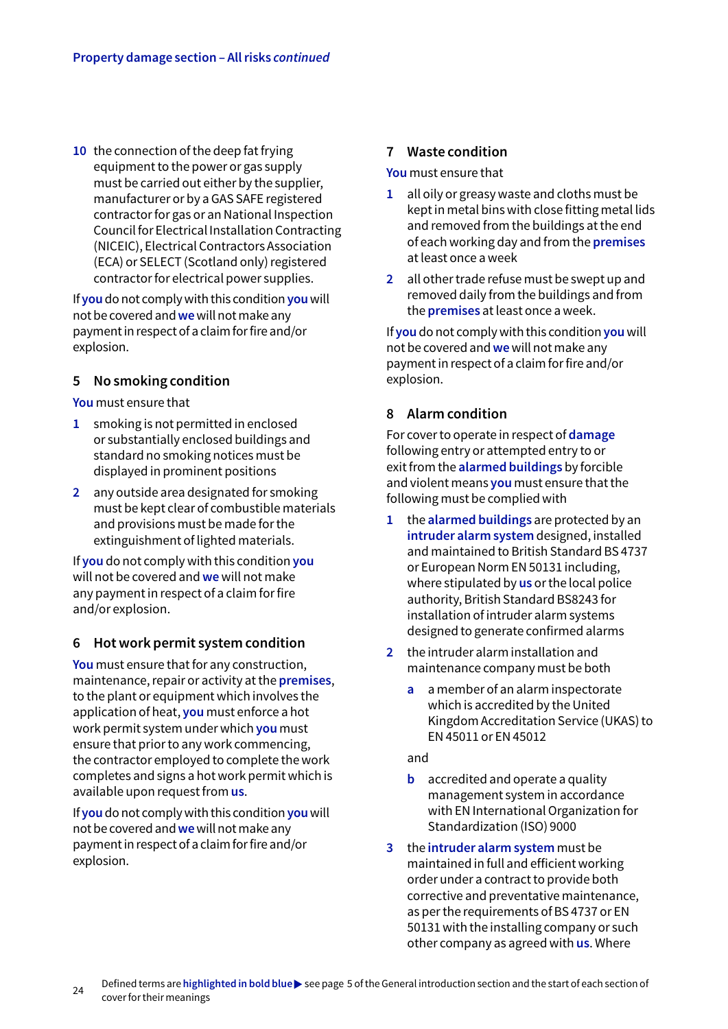10 the connection of the deep fat frying equipment to the power or gas supply must be carried out either by the supplier, manufacturer or by a GAS SAFE registered contractor for gas or an National Inspection Council for Electrical Installation Contracting (NICEIC), Electrical Contractors Association (ECA) or SELECT (Scotland only) registered contractor for electrical power supplies.

If **you** do not comply with this condition **you** will not be covered and **we** will not make any payment in respect of a claim for fire and/or explosion.

### 5 No smoking condition

**You** must ensure that

1 smoking is not permitted in enclosed or substantially enclosed buildings and standard no smoking notices must be displayed in prominent positions

2 any outside area designated for smoking must be kept clear of combustible materials and provisions must be made for the extinguishment of lighted materials.

If **you** do not comply with this condition **you** will not be covered and **we** will not make any payment in respect of a claim for fire and/or explosion.

### 6 Hot work permit system condition

**You** must ensure that for any construction, maintenance, repair or activity at the **premises**, to the plant or equipment which involves the application of heat, **you** must enforce a hot work permit system under which **you** must ensure that prior to any work commencing, the contractor employed to complete the work completes and signs a hot work permit which is available upon request from **us**.

If **you** do not comply with this condition **you** will not be covered and **we** will not make any payment in respect of a claim for fire and/or explosion.

### 7 Waste condition

**You** must ensure that

1 all oily or greasy waste and cloths must be kept in metal bins with close fitting metal lids and removed from the buildings at the end of each working day and from the **premises** at least once a week

2 all other trade refuse must be swept up and removed daily from the buildings and from the **premises** at least once a week.

If **you** do not comply with this condition **you** will not be covered and **we** will not make any payment in respect of a claim for fire and/or explosion.

### 8 Alarm condition

For cover to operate in respect of **damage** following entry or attempted entry to or exit from the **alarmed buildings** by forcible and violent means **you** must ensure that the following must be complied with

1 the **alarmed buildings** are protected by an **intruder alarm system** designed, installed and maintained to British Standard BS 4737 or European Norm EN 50131 including, where stipulated by **us** or the local police authority, British Standard BS8243 for installation of intruder alarm systems designed to generate confirmed alarms

2 the intruder alarm installation and maintenance company must be both

   a a member of an alarm inspectorate which is accredited by the United Kingdom Accreditation Service (UKAS) to EN 45011 or EN 45012

   and

   b accredited and operate a quality management system in accordance with EN International Organization for Standardization (ISO) 9000

3 the **intruder alarm system** must be maintained in full and efficient working order under a contract to provide both corrective and preventative maintenance, as per the requirements of BS 4737 or EN 50131 with the installing company or such other company as agreed with **us**. Where

Defined terms are **highlighted in bold blue** ▶ see page 5 of the General introduction section and the start of each section of cover for their meanings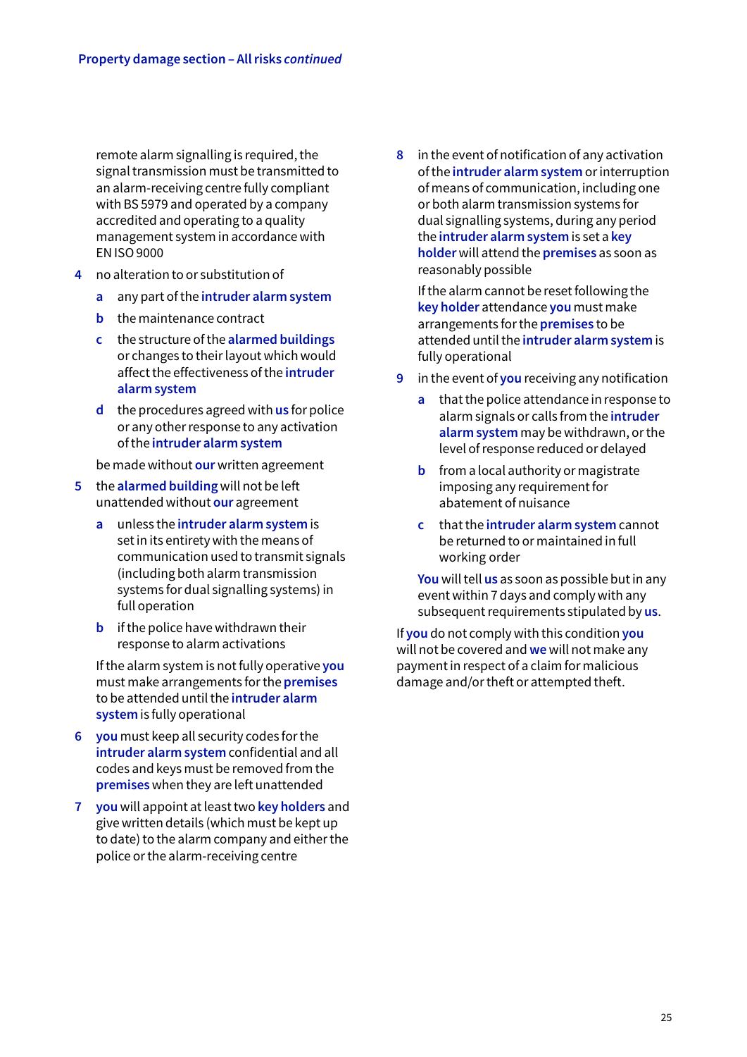remote alarm signalling is required, the signal transmission must be transmitted to an alarm-receiving centre fully compliant with BS 5979 and operated by a company accredited and operating to a quality management system in accordance with EN ISO 9000

4 no alteration to or substitution of

   a any part of the **intruder alarm system**

   b the maintenance contract

   c the structure of the **alarmed buildings** or changes to their layout which would affect the effectiveness of the **intruder alarm system**

   d the procedures agreed with **us** for police or any other response to any activation of the **intruder alarm system**

   be made without **our** written agreement

5 the **alarmed building** will not be left unattended without **our** agreement

   a unless the **intruder alarm system** is set in its entirety with the means of communication used to transmit signals (including both alarm transmission systems for dual signalling systems) in full operation

   b if the police have withdrawn their response to alarm activations

   If the alarm system is not fully operative **you** must make arrangements for the **premises** to be attended until the **intruder alarm system** is fully operational

6 **you** must keep all security codes for the **intruder alarm system** confidential and all codes and keys must be removed from the **premises** when they are left unattended

7 **you** will appoint at least two **key holders** and give written details (which must be kept up to date) to the alarm company and either the police or the alarm-receiving centre

8 in the event of notification of any activation of the **intruder alarm system** or interruption of means of communication, including one or both alarm transmission systems for dual signalling systems, during any period the **intruder alarm system** is set a **key holder** will attend the **premises** as soon as reasonably possible

   If the alarm cannot be reset following the **key holder** attendance **you** must make arrangements for the **premises** to be attended until the **intruder alarm system** is fully operational

9 in the event of **you** receiving any notification

   a that the police attendance in response to alarm signals or calls from the **intruder alarm system** may be withdrawn, or the level of response reduced or delayed

   b from a local authority or magistrate imposing any requirement for abatement of nuisance

   c that the **intruder alarm system** cannot be returned to or maintained in full working order

   **You** will tell **us** as soon as possible but in any event within 7 days and comply with any subsequent requirements stipulated by **us**.

If **you** do not comply with this condition **you** will not be covered and **we** will not make any payment in respect of a claim for malicious damage and/or theft or attempted theft.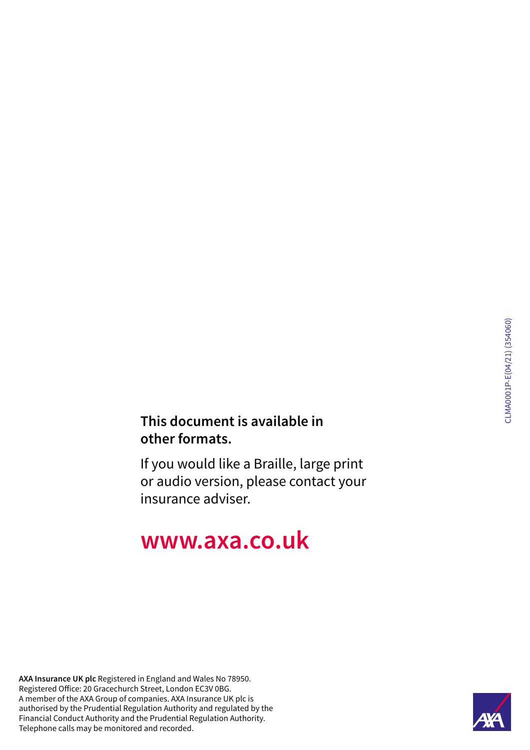**This document is available in other formats.**

If you would like a Braille, large print or audio version, please contact your insurance adviser.

**www.axa.co.uk**

CLMA0001P-E(04/21) (354060)

**AXA Insurance UK plc** Registered in England and Wales No 78950. Registered Office: 20 Gracechurch Street, London EC3V 0BG. A member of the AXA Group of companies. AXA Insurance UK plc is authorised by the Prudential Regulation Authority and regulated by the Financial Conduct Authority and the Prudential Regulation Authority. Telephone calls may be monitored and recorded.